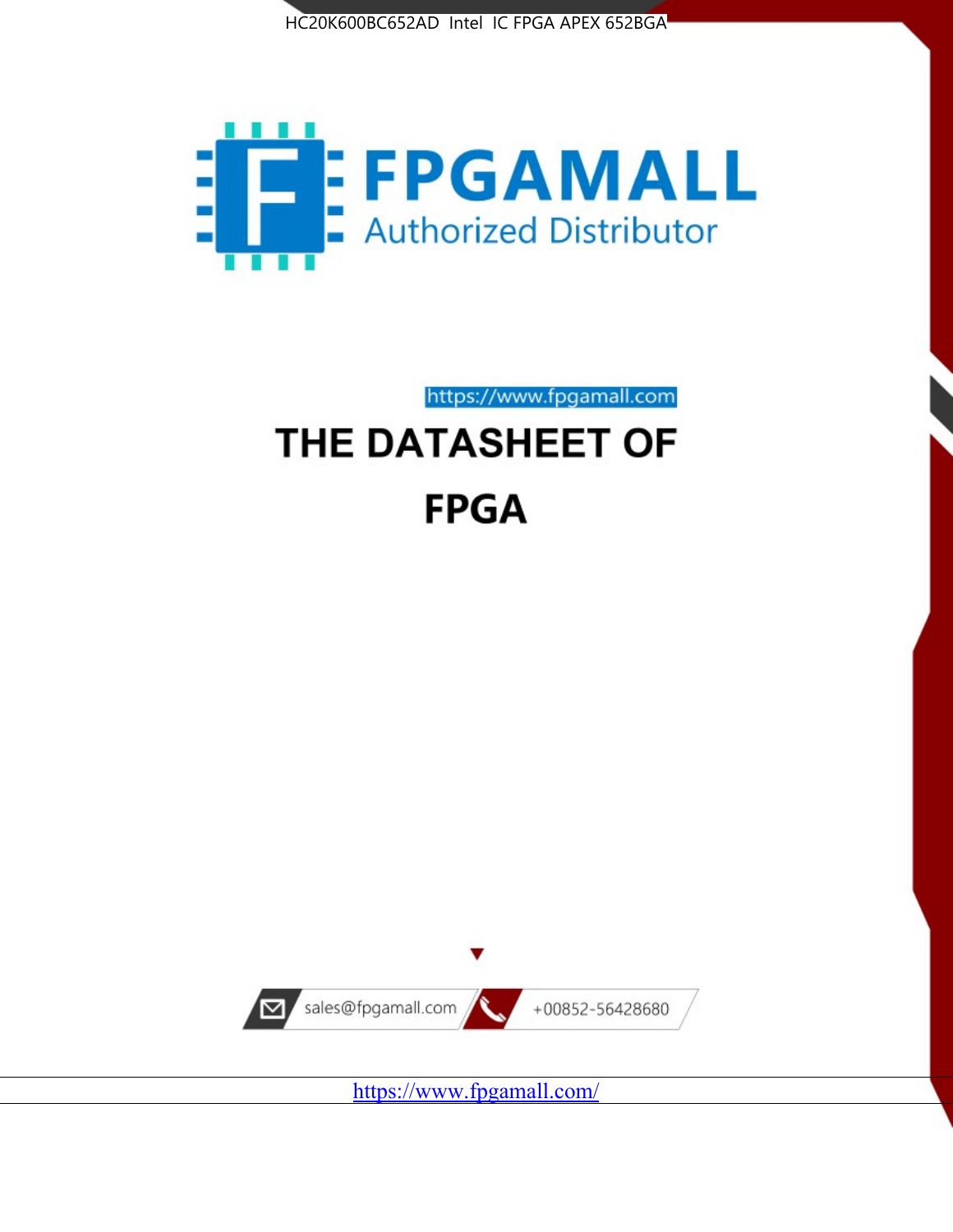HC20K600BC652AD Intel IC FPGA APEX 652BGA

FPGAMALL

Authorized Distributor

https://www.fpgamall.com

# THE DATASHEET OF

# FPGA

sales@fpgamall.com

+00852-56428680

https://www.fpgamall.com/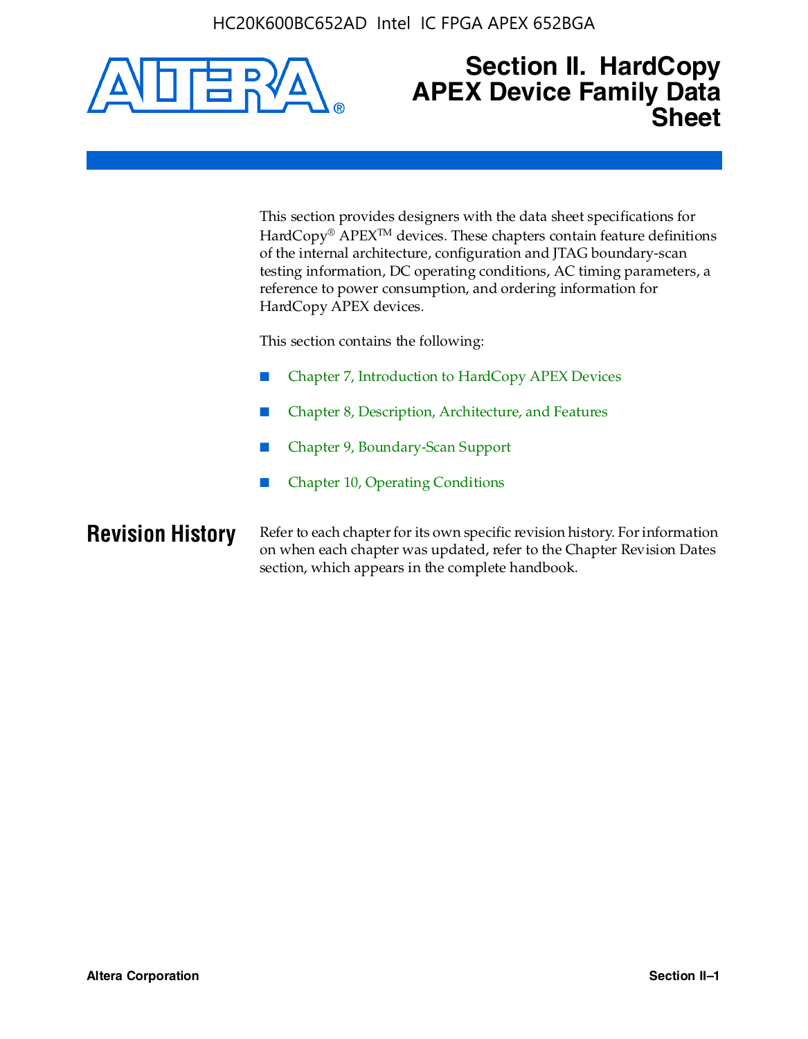# Section II. HardCopy APEX Device Family Data Sheet

This section provides designers with the data sheet specifications for HardCopy® APEX™ devices. These chapters contain feature definitions of the internal architecture, configuration and JTAG boundary-scan testing information, DC operating conditions, AC timing parameters, a reference to power consumption, and ordering information for HardCopy APEX devices.

This section contains the following:

- Chapter 7, Introduction to HardCopy APEX Devices
- Chapter 8, Description, Architecture, and Features
- Chapter 9, Boundary-Scan Support
- Chapter 10, Operating Conditions

## Revision History

Refer to each chapter for its own specific revision history. For information on when each chapter was updated, refer to the Chapter Revision Dates section, which appears in the complete handbook.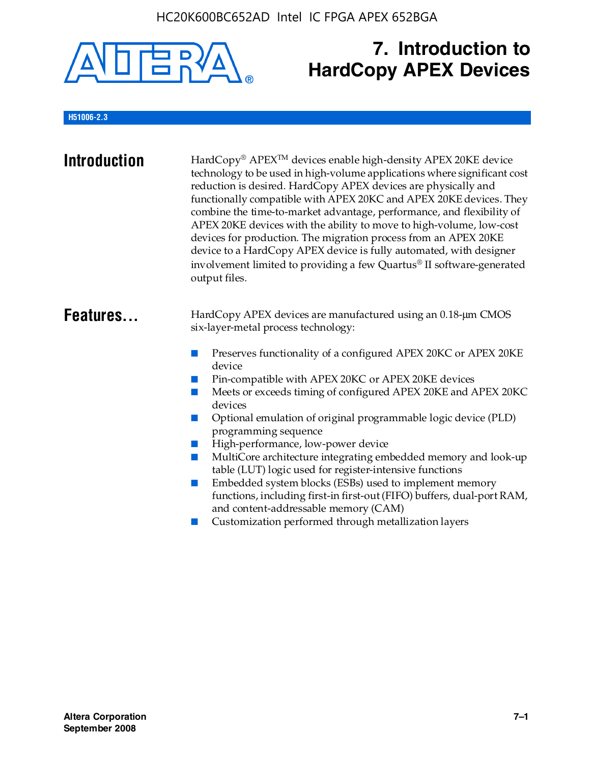# 7. Introduction to HardCopy APEX Devices

**H51006-2.3**

## Introduction

HardCopy® APEX™ devices enable high-density APEX 20KE device technology to be used in high-volume applications where significant cost reduction is desired. HardCopy APEX devices are physically and functionally compatible with APEX 20KC and APEX 20KE devices. They combine the time-to-market advantage, performance, and flexibility of APEX 20KE devices with the ability to move to high-volume, low-cost devices for production. The migration process from an APEX 20KE device to a HardCopy APEX device is fully automated, with designer involvement limited to providing a few Quartus® II software-generated output files.

## Features...

HardCopy APEX devices are manufactured using an 0.18-μm CMOS six-layer-metal process technology:

- Preserves functionality of a configured APEX 20KC or APEX 20KE device
- Pin-compatible with APEX 20KC or APEX 20KE devices
- Meets or exceeds timing of configured APEX 20KE and APEX 20KC devices
- Optional emulation of original programmable logic device (PLD) programming sequence
- High-performance, low-power device
- MultiCore architecture integrating embedded memory and look-up table (LUT) logic used for register-intensive functions
- Embedded system blocks (ESBs) used to implement memory functions, including first-in first-out (FIFO) buffers, dual-port RAM, and content-addressable memory (CAM)
- Customization performed through metallization layers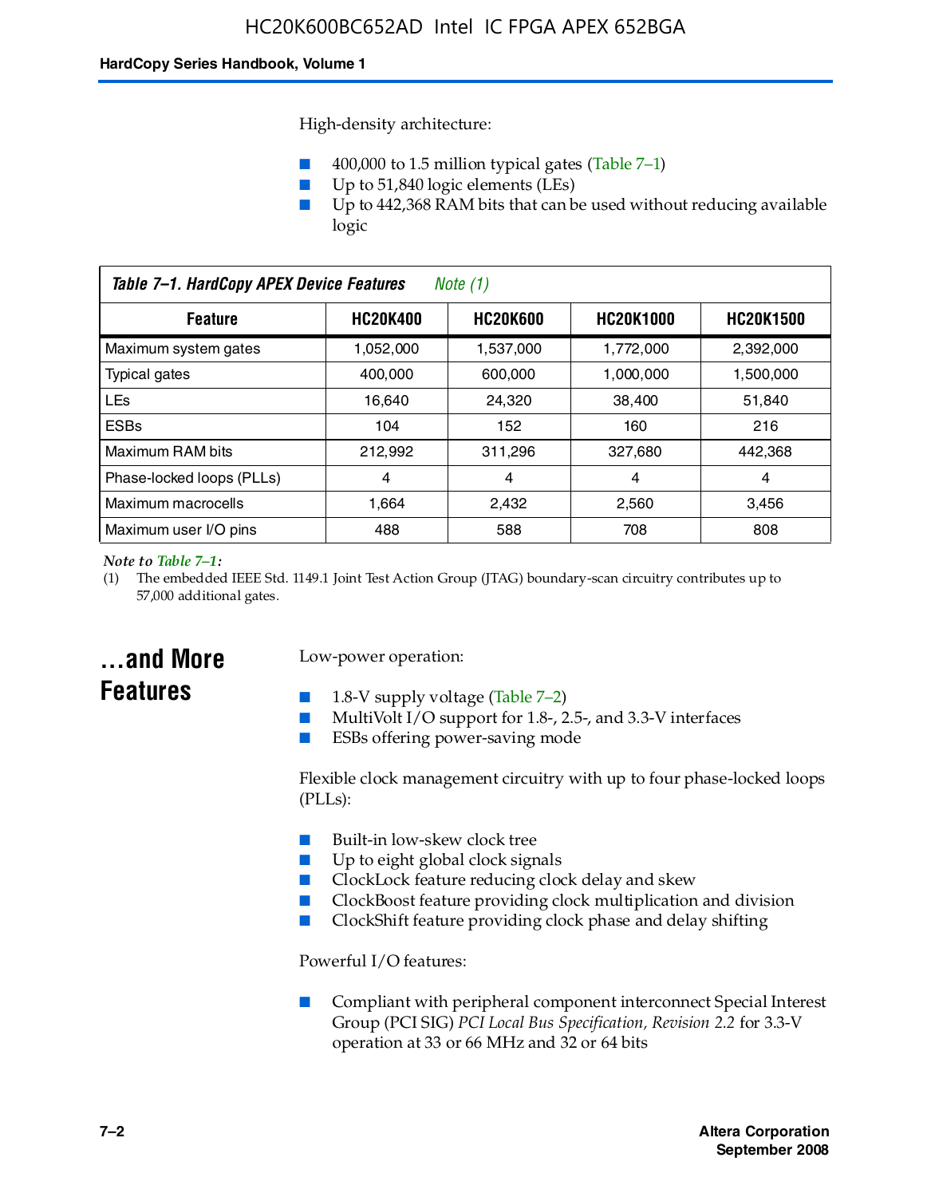High-density architecture:

- 400,000 to 1.5 million typical gates (Table 7–1)
- Up to 51,840 logic elements (LEs)
- Up to 442,368 RAM bits that can be used without reducing available logic

*Table 7–1. HardCopy APEX Device Features  Note (1)*

| Feature | HC20K400 | HC20K600 | HC20K1000 | HC20K1500 |
|---|---|---|---|---|
| Maximum system gates | 1,052,000 | 1,537,000 | 1,772,000 | 2,392,000 |
| Typical gates | 400,000 | 600,000 | 1,000,000 | 1,500,000 |
| LEs | 16,640 | 24,320 | 38,400 | 51,840 |
| ESBs | 104 | 152 | 160 | 216 |
| Maximum RAM bits | 212,992 | 311,296 | 327,680 | 442,368 |
| Phase-locked loops (PLLs) | 4 | 4 | 4 | 4 |
| Maximum macrocells | 1,664 | 2,432 | 2,560 | 3,456 |
| Maximum user I/O pins | 488 | 588 | 708 | 808 |

*Note to Table 7–1:*

(1) The embedded IEEE Std. 1149.1 Joint Test Action Group (JTAG) boundary-scan circuitry contributes up to 57,000 additional gates.

## ...and More Features

Low-power operation:

- 1.8-V supply voltage (Table 7–2)
- MultiVolt I/O support for 1.8-, 2.5-, and 3.3-V interfaces
- ESBs offering power-saving mode

Flexible clock management circuitry with up to four phase-locked loops (PLLs):

- Built-in low-skew clock tree
- Up to eight global clock signals
- ClockLock feature reducing clock delay and skew
- ClockBoost feature providing clock multiplication and division
- ClockShift feature providing clock phase and delay shifting

Powerful I/O features:

- Compliant with peripheral component interconnect Special Interest Group (PCI SIG) *PCI Local Bus Specification, Revision 2.2* for 3.3-V operation at 33 or 66 MHz and 32 or 64 bits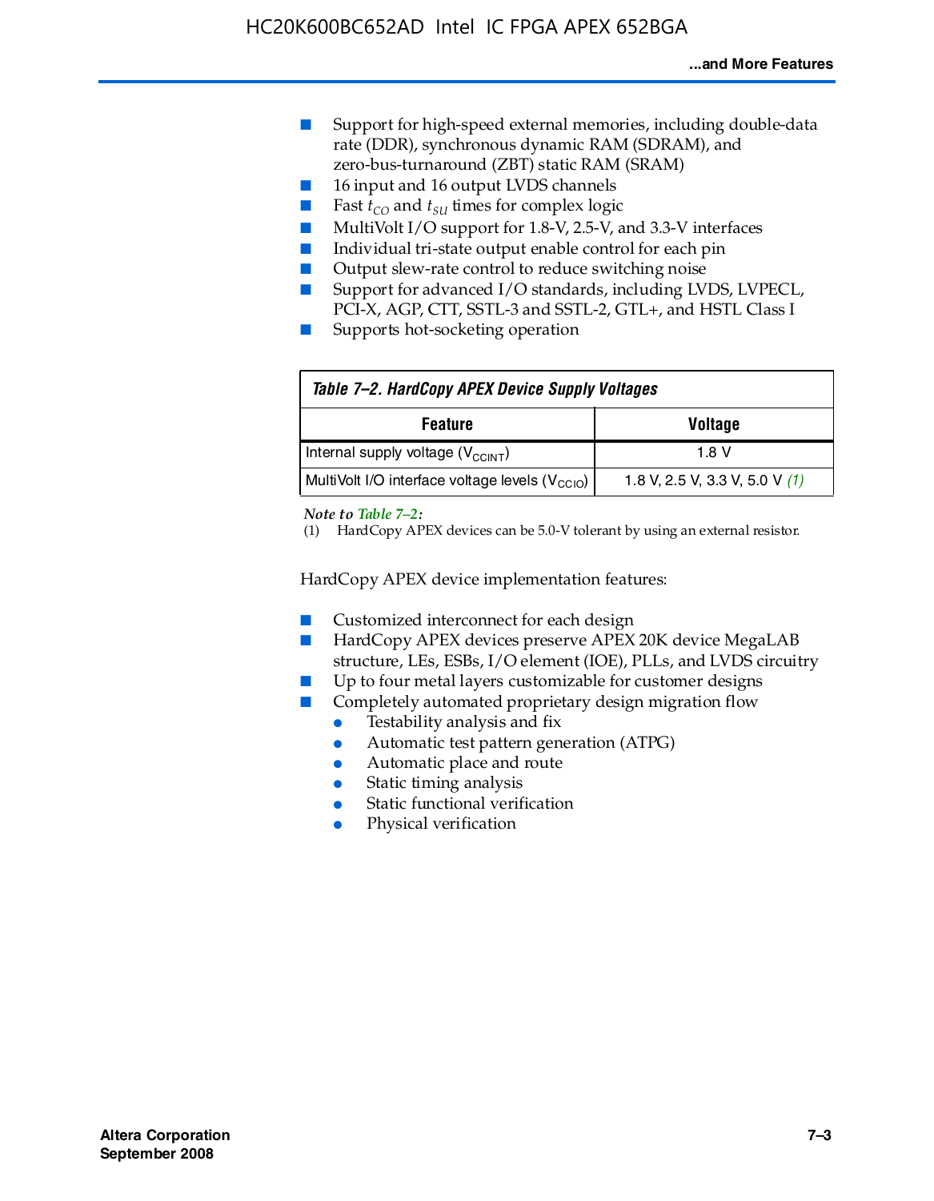- Support for high-speed external memories, including double-data rate (DDR), synchronous dynamic RAM (SDRAM), and zero-bus-turnaround (ZBT) static RAM (SRAM)
- 16 input and 16 output LVDS channels
- Fast $t_{CO}$ and $t_{SU}$ times for complex logic
- MultiVolt I/O support for 1.8-V, 2.5-V, and 3.3-V interfaces
- Individual tri-state output enable control for each pin
- Output slew-rate control to reduce switching noise
- Support for advanced I/O standards, including LVDS, LVPECL, PCI-X, AGP, CTT, SSTL-3 and SSTL-2, GTL+, and HSTL Class I
- Supports hot-socketing operation

**Table 7–2. HardCopy APEX Device Supply Voltages**

| Feature | Voltage |
|---|---|
| Internal supply voltage ($V_{CCINT}$) | 1.8 V |
| MultiVolt I/O interface voltage levels ($V_{CCIO}$) | 1.8 V, 2.5 V, 3.3 V, 5.0 V *(1)* |

*Note to Table 7–2:*

(1) HardCopy APEX devices can be 5.0-V tolerant by using an external resistor.

HardCopy APEX device implementation features:

- Customized interconnect for each design
- HardCopy APEX devices preserve APEX 20K device MegaLAB structure, LEs, ESBs, I/O element (IOE), PLLs, and LVDS circuitry
- Up to four metal layers customizable for customer designs
- Completely automated proprietary design migration flow
  - Testability analysis and fix
  - Automatic test pattern generation (ATPG)
  - Automatic place and route
  - Static timing analysis
  - Static functional verification
  - Physical verification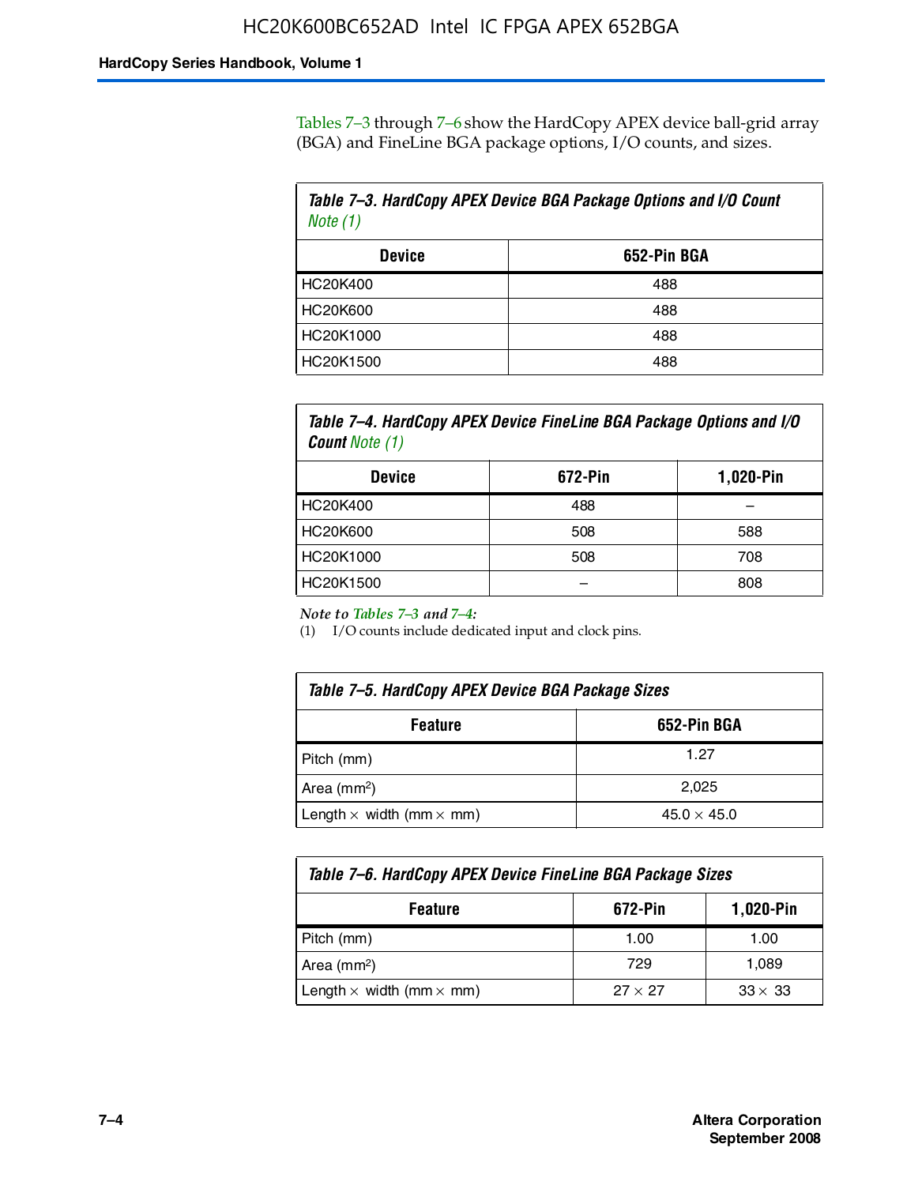Tables 7–3 through 7–6 show the HardCopy APEX device ball-grid array (BGA) and FineLine BGA package options, I/O counts, and sizes.

**Table 7–3. HardCopy APEX Device BGA Package Options and I/O Count** *Note (1)*

| Device | 652-Pin BGA |
|---|---|
| HC20K400 | 488 |
| HC20K600 | 488 |
| HC20K1000 | 488 |
| HC20K1500 | 488 |

**Table 7–4. HardCopy APEX Device FineLine BGA Package Options and I/O Count** *Note (1)*

| Device | 672-Pin | 1,020-Pin |
|---|---|---|
| HC20K400 | 488 | – |
| HC20K600 | 508 | 588 |
| HC20K1000 | 508 | 708 |
| HC20K1500 | – | 808 |

*Note to Tables 7–3 and 7–4:*

(1) I/O counts include dedicated input and clock pins.

**Table 7–5. HardCopy APEX Device BGA Package Sizes**

| Feature | 652-Pin BGA |
|---|---|
| Pitch (mm) | 1.27 |
| Area ($mm^2$) | 2,025 |
| Length × width (mm × mm) | 45.0 × 45.0 |

**Table 7–6. HardCopy APEX Device FineLine BGA Package Sizes**

| Feature | 672-Pin | 1,020-Pin |
|---|---|---|
| Pitch (mm) | 1.00 | 1.00 |
| Area ($mm^2$) | 729 | 1,089 |
| Length × width (mm × mm) | 27 × 27 | 33 × 33 |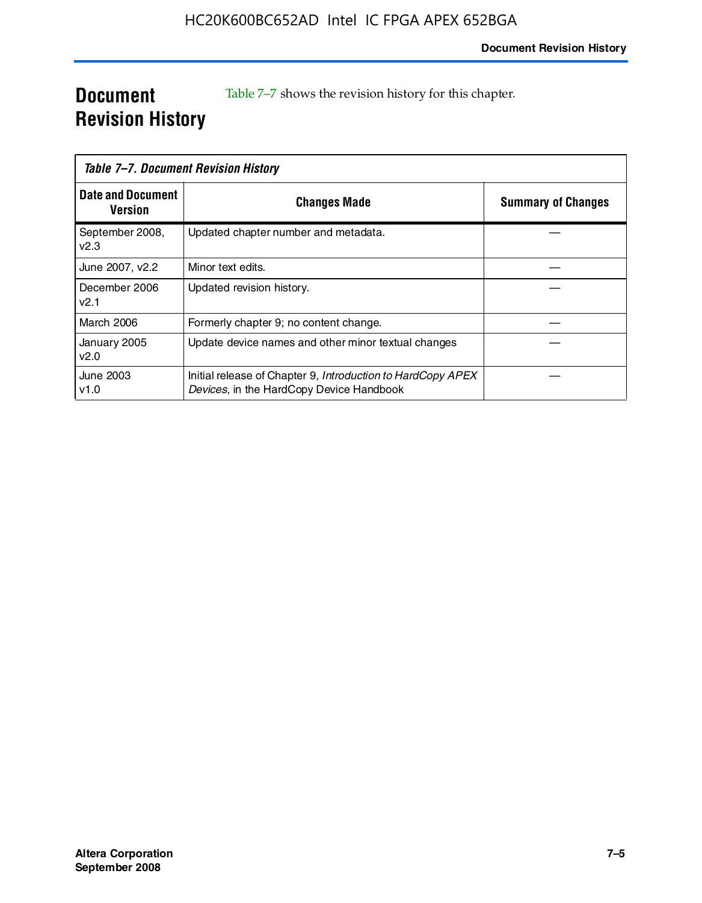## Document Revision History

Table 7–7 shows the revision history for this chapter.

*Table 7–7. Document Revision History*

| Date and Document Version | Changes Made | Summary of Changes |
|---|---|---|
| September 2008, v2.3 | Updated chapter number and metadata. | — |
| June 2007, v2.2 | Minor text edits. | — |
| December 2006 v2.1 | Updated revision history. | — |
| March 2006 | Formerly chapter 9; no content change. | — |
| January 2005 v2.0 | Update device names and other minor textual changes | — |
| June 2003 v1.0 | Initial release of Chapter 9, *Introduction to HardCopy APEX Devices*, in the HardCopy Device Handbook | — |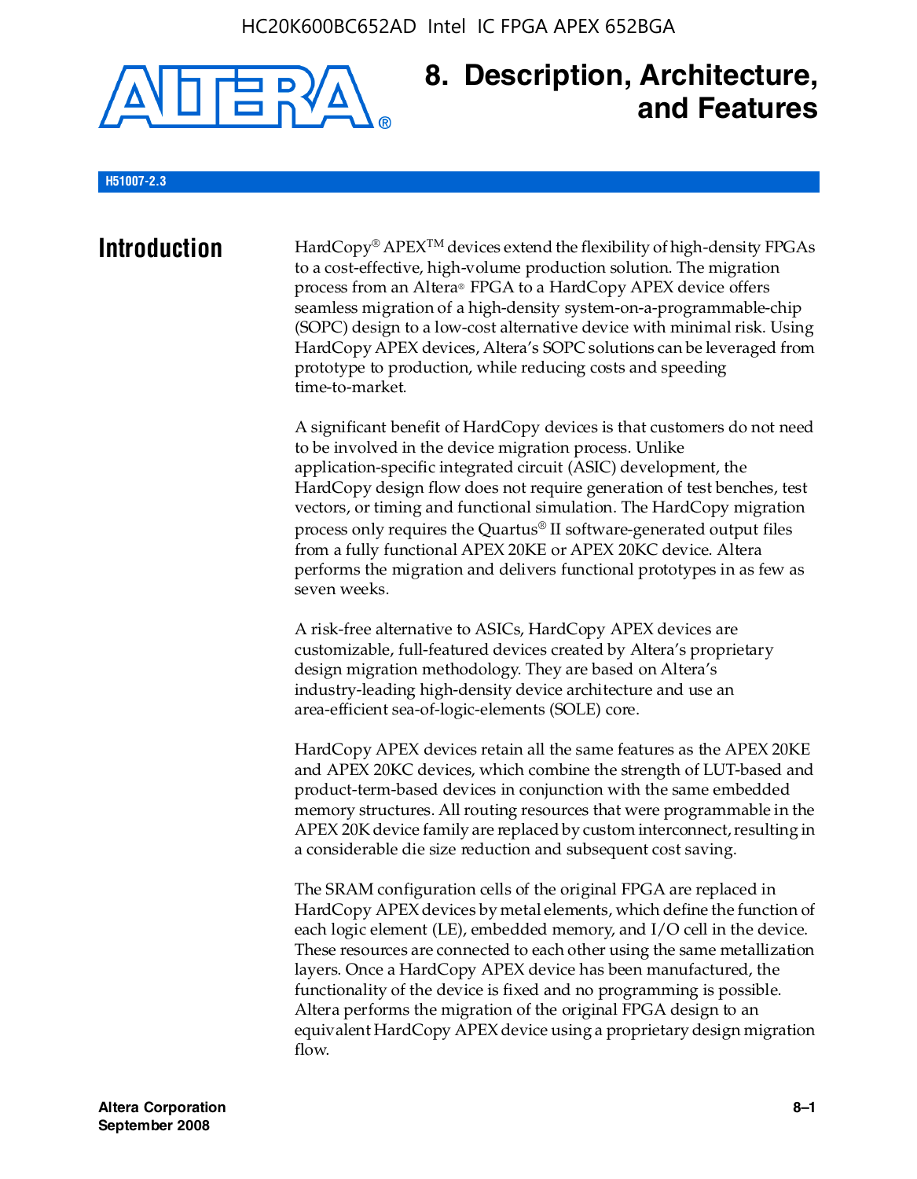# 8. Description, Architecture, and Features

**H51007-2.3**

## Introduction

HardCopy® APEX™ devices extend the flexibility of high-density FPGAs to a cost-effective, high-volume production solution. The migration process from an Altera® FPGA to a HardCopy APEX device offers seamless migration of a high-density system-on-a-programmable-chip (SOPC) design to a low-cost alternative device with minimal risk. Using HardCopy APEX devices, Altera's SOPC solutions can be leveraged from prototype to production, while reducing costs and speeding time-to-market.

A significant benefit of HardCopy devices is that customers do not need to be involved in the device migration process. Unlike application-specific integrated circuit (ASIC) development, the HardCopy design flow does not require generation of test benches, test vectors, or timing and functional simulation. The HardCopy migration process only requires the Quartus® II software-generated output files from a fully functional APEX 20KE or APEX 20KC device. Altera performs the migration and delivers functional prototypes in as few as seven weeks.

A risk-free alternative to ASICs, HardCopy APEX devices are customizable, full-featured devices created by Altera's proprietary design migration methodology. They are based on Altera's industry-leading high-density device architecture and use an area-efficient sea-of-logic-elements (SOLE) core.

HardCopy APEX devices retain all the same features as the APEX 20KE and APEX 20KC devices, which combine the strength of LUT-based and product-term-based devices in conjunction with the same embedded memory structures. All routing resources that were programmable in the APEX 20K device family are replaced by custom interconnect, resulting in a considerable die size reduction and subsequent cost saving.

The SRAM configuration cells of the original FPGA are replaced in HardCopy APEX devices by metal elements, which define the function of each logic element (LE), embedded memory, and I/O cell in the device. These resources are connected to each other using the same metallization layers. Once a HardCopy APEX device has been manufactured, the functionality of the device is fixed and no programming is possible. Altera performs the migration of the original FPGA design to an equivalent HardCopy APEX device using a proprietary design migration flow.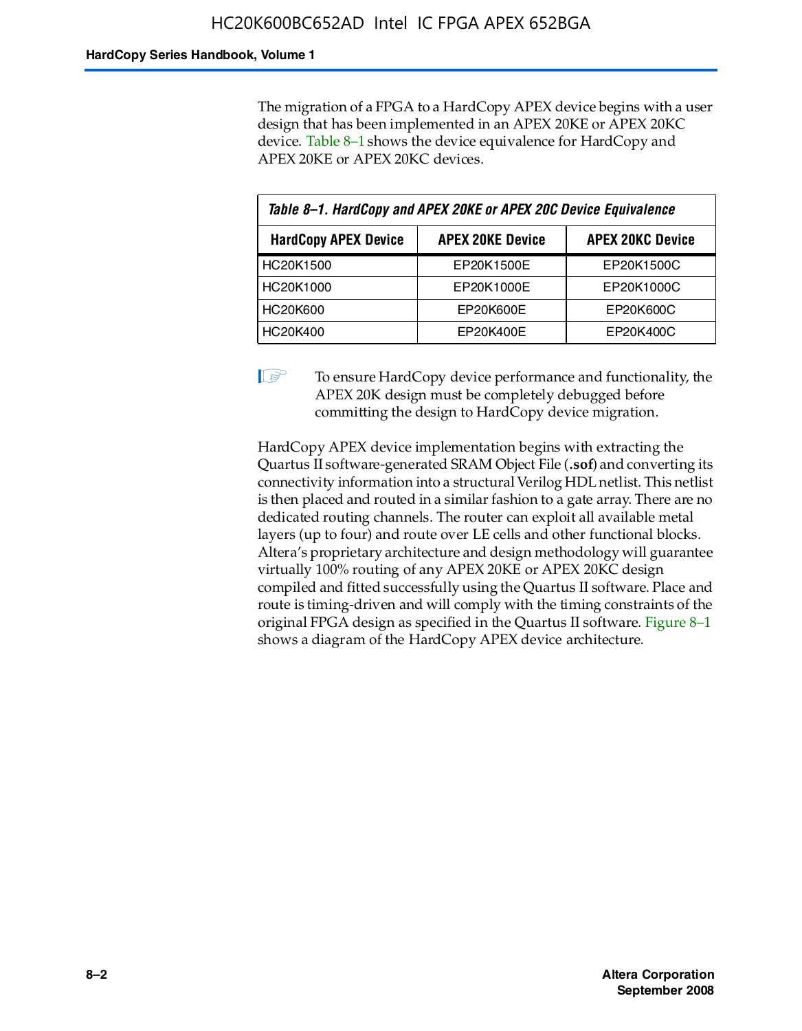The migration of a FPGA to a HardCopy APEX device begins with a user design that has been implemented in an APEX 20KE or APEX 20KC device. Table 8–1 shows the device equivalence for HardCopy and APEX 20KE or APEX 20KC devices.

*Table 8–1. HardCopy and APEX 20KE or APEX 20C Device Equivalence*

| HardCopy APEX Device | APEX 20KE Device | APEX 20KC Device |
|---|---|---|
| HC20K1500 | EP20K1500E | EP20K1500C |
| HC20K1000 | EP20K1000E | EP20K1000C |
| HC20K600 | EP20K600E | EP20K600C |
| HC20K400 | EP20K400E | EP20K400C |

To ensure HardCopy device performance and functionality, the APEX 20K design must be completely debugged before committing the design to HardCopy device migration.

HardCopy APEX device implementation begins with extracting the Quartus II software-generated SRAM Object File (**.sof**) and converting its connectivity information into a structural Verilog HDL netlist. This netlist is then placed and routed in a similar fashion to a gate array. There are no dedicated routing channels. The router can exploit all available metal layers (up to four) and route over LE cells and other functional blocks. Altera's proprietary architecture and design methodology will guarantee virtually 100% routing of any APEX 20KE or APEX 20KC design compiled and fitted successfully using the Quartus II software. Place and route is timing-driven and will comply with the timing constraints of the original FPGA design as specified in the Quartus II software. Figure 8–1 shows a diagram of the HardCopy APEX device architecture.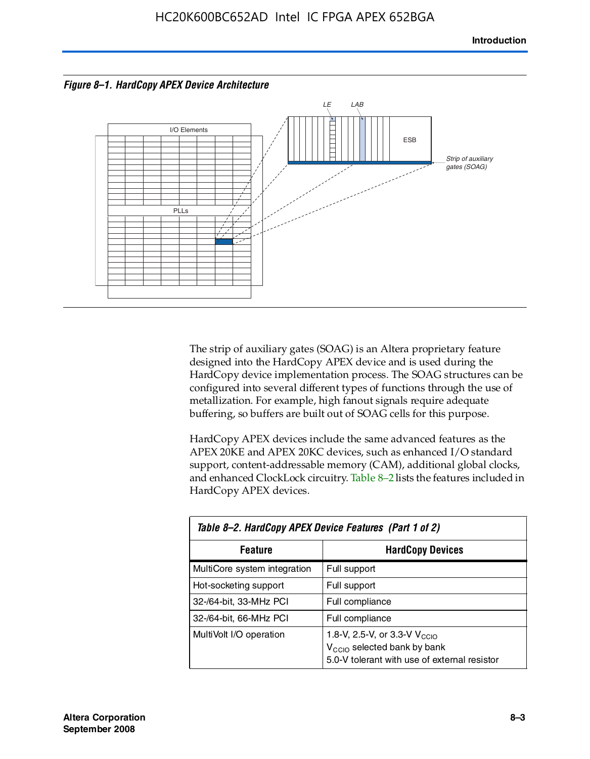*Figure 8–1. HardCopy APEX Device Architecture*

The strip of auxiliary gates (SOAG) is an Altera proprietary feature designed into the HardCopy APEX device and is used during the HardCopy device implementation process. The SOAG structures can be configured into several different types of functions through the use of metallization. For example, high fanout signals require adequate buffering, so buffers are built out of SOAG cells for this purpose.

HardCopy APEX devices include the same advanced features as the APEX 20KE and APEX 20KC devices, such as enhanced I/O standard support, content-addressable memory (CAM), additional global clocks, and enhanced ClockLock circuitry. Table 8–2 lists the features included in HardCopy APEX devices.

*Table 8–2. HardCopy APEX Device Features (Part 1 of 2)*

| Feature | HardCopy Devices |
|---|---|
| MultiCore system integration | Full support |
| Hot-socketing support | Full support |
| 32-/64-bit, 33-MHz PCI | Full compliance |
| 32-/64-bit, 66-MHz PCI | Full compliance |
| MultiVolt I/O operation | 1.8-V, 2.5-V, or 3.3-V $V_{CCIO}$<br>$V_{CCIO}$ selected bank by bank<br>5.0-V tolerant with use of external resistor |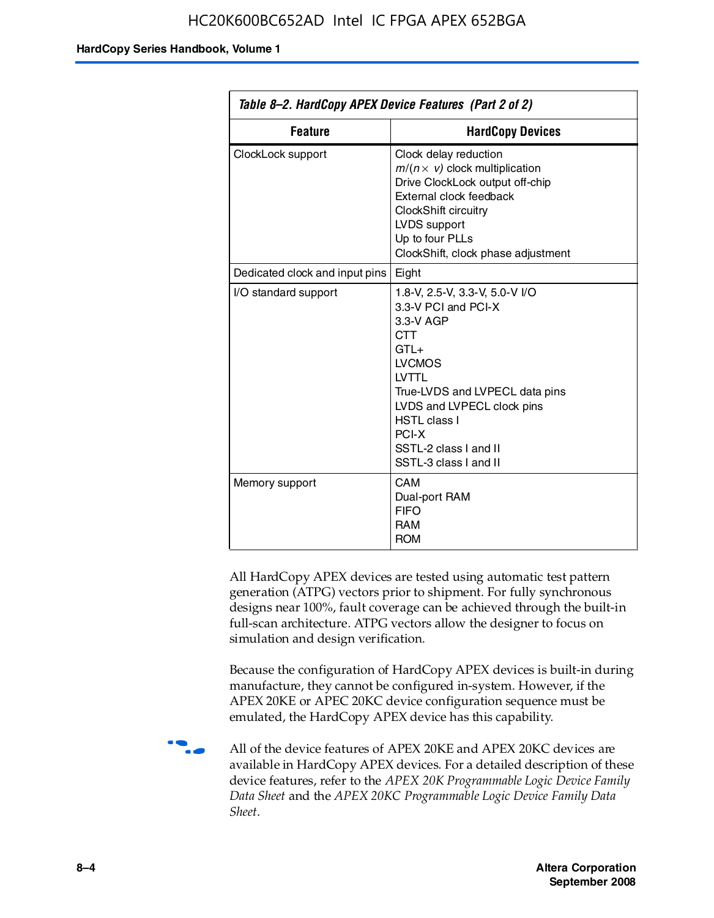Table 8–2. HardCopy APEX Device Features (Part 2 of 2)

| Feature | HardCopy Devices |
|---|---|
| ClockLock support | Clock delay reduction<br>$m/(n \times v)$ clock multiplication<br>Drive ClockLock output off-chip<br>External clock feedback<br>ClockShift circuitry<br>LVDS support<br>Up to four PLLs<br>ClockShift, clock phase adjustment |
| Dedicated clock and input pins | Eight |
| I/O standard support | 1.8-V, 2.5-V, 3.3-V, 5.0-V I/O<br>3.3-V PCI and PCI-X<br>3.3-V AGP<br>CTT<br>GTL+<br>LVCMOS<br>LVTTL<br>True-LVDS and LVPECL data pins<br>LVDS and LVPECL clock pins<br>HSTL class I<br>PCI-X<br>SSTL-2 class I and II<br>SSTL-3 class I and II |
| Memory support | CAM<br>Dual-port RAM<br>FIFO<br>RAM<br>ROM |

All HardCopy APEX devices are tested using automatic test pattern generation (ATPG) vectors prior to shipment. For fully synchronous designs near 100%, fault coverage can be achieved through the built-in full-scan architecture. ATPG vectors allow the designer to focus on simulation and design verification.

Because the configuration of HardCopy APEX devices is built-in during manufacture, they cannot be configured in-system. However, if the APEX 20KE or APEC 20KC device configuration sequence must be emulated, the HardCopy APEX device has this capability.

All of the device features of APEX 20KE and APEX 20KC devices are available in HardCopy APEX devices. For a detailed description of these device features, refer to the *APEX 20K Programmable Logic Device Family Data Sheet* and the *APEX 20KC Programmable Logic Device Family Data Sheet*.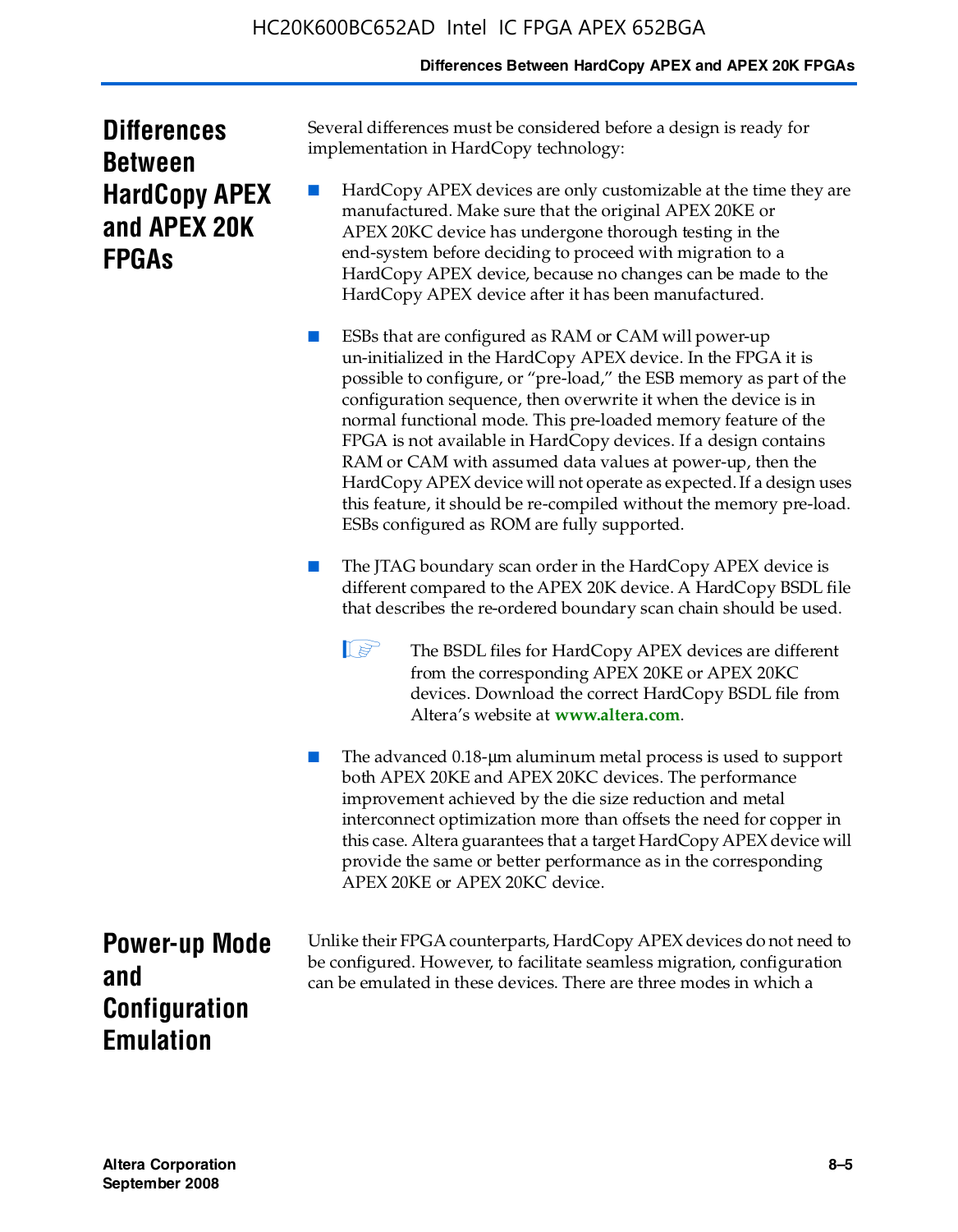## Differences Between HardCopy APEX and APEX 20K FPGAs

Several differences must be considered before a design is ready for implementation in HardCopy technology:

- HardCopy APEX devices are only customizable at the time they are manufactured. Make sure that the original APEX 20KE or APEX 20KC device has undergone thorough testing in the end-system before deciding to proceed with migration to a HardCopy APEX device, because no changes can be made to the HardCopy APEX device after it has been manufactured.

- ESBs that are configured as RAM or CAM will power-up un-initialized in the HardCopy APEX device. In the FPGA it is possible to configure, or "pre-load," the ESB memory as part of the configuration sequence, then overwrite it when the device is in normal functional mode. This pre-loaded memory feature of the FPGA is not available in HardCopy devices. If a design contains RAM or CAM with assumed data values at power-up, then the HardCopy APEX device will not operate as expected. If a design uses this feature, it should be re-compiled without the memory pre-load. ESBs configured as ROM are fully supported.

- The JTAG boundary scan order in the HardCopy APEX device is different compared to the APEX 20K device. A HardCopy BSDL file that describes the re-ordered boundary scan chain should be used.

  > The BSDL files for HardCopy APEX devices are different from the corresponding APEX 20KE or APEX 20KC devices. Download the correct HardCopy BSDL file from Altera's website at **www.altera.com**.

- The advanced 0.18-μm aluminum metal process is used to support both APEX 20KE and APEX 20KC devices. The performance improvement achieved by the die size reduction and metal interconnect optimization more than offsets the need for copper in this case. Altera guarantees that a target HardCopy APEX device will provide the same or better performance as in the corresponding APEX 20KE or APEX 20KC device.

## Power-up Mode and Configuration Emulation

Unlike their FPGA counterparts, HardCopy APEX devices do not need to be configured. However, to facilitate seamless migration, configuration can be emulated in these devices. There are three modes in which a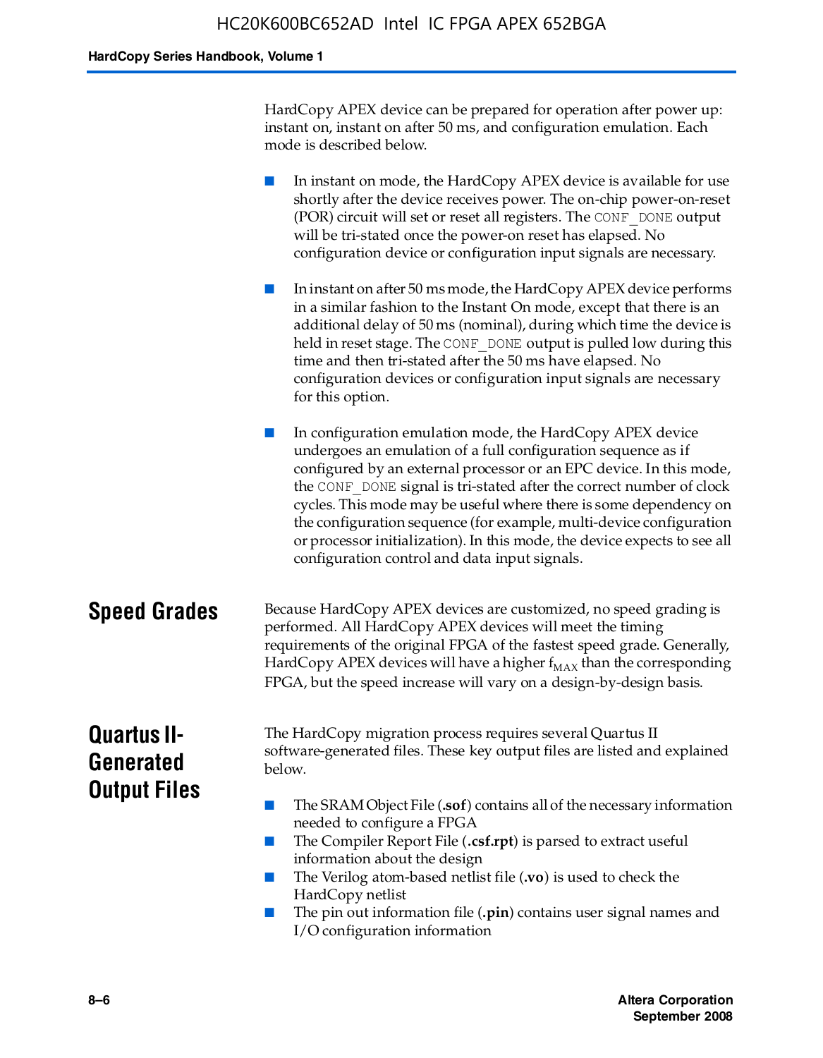HardCopy APEX device can be prepared for operation after power up: instant on, instant on after 50 ms, and configuration emulation. Each mode is described below.

- In instant on mode, the HardCopy APEX device is available for use shortly after the device receives power. The on-chip power-on-reset (POR) circuit will set or reset all registers. The `CONF_DONE` output will be tri-stated once the power-on reset has elapsed. No configuration device or configuration input signals are necessary.

- In instant on after 50 ms mode, the HardCopy APEX device performs in a similar fashion to the Instant On mode, except that there is an additional delay of 50 ms (nominal), during which time the device is held in reset stage. The `CONF_DONE` output is pulled low during this time and then tri-stated after the 50 ms have elapsed. No configuration devices or configuration input signals are necessary for this option.

- In configuration emulation mode, the HardCopy APEX device undergoes an emulation of a full configuration sequence as if configured by an external processor or an EPC device. In this mode, the `CONF_DONE` signal is tri-stated after the correct number of clock cycles. This mode may be useful where there is some dependency on the configuration sequence (for example, multi-device configuration or processor initialization). In this mode, the device expects to see all configuration control and data input signals.

## Speed Grades

Because HardCopy APEX devices are customized, no speed grading is performed. All HardCopy APEX devices will meet the timing requirements of the original FPGA of the fastest speed grade. Generally, HardCopy APEX devices will have a higher $f_{MAX}$ than the corresponding FPGA, but the speed increase will vary on a design-by-design basis.

## Quartus II-Generated Output Files

The HardCopy migration process requires several Quartus II software-generated files. These key output files are listed and explained below.

- The SRAM Object File (**.sof**) contains all of the necessary information needed to configure a FPGA
- The Compiler Report File (**.csf.rpt**) is parsed to extract useful information about the design
- The Verilog atom-based netlist file (**.vo**) is used to check the HardCopy netlist
- The pin out information file (**.pin**) contains user signal names and I/O configuration information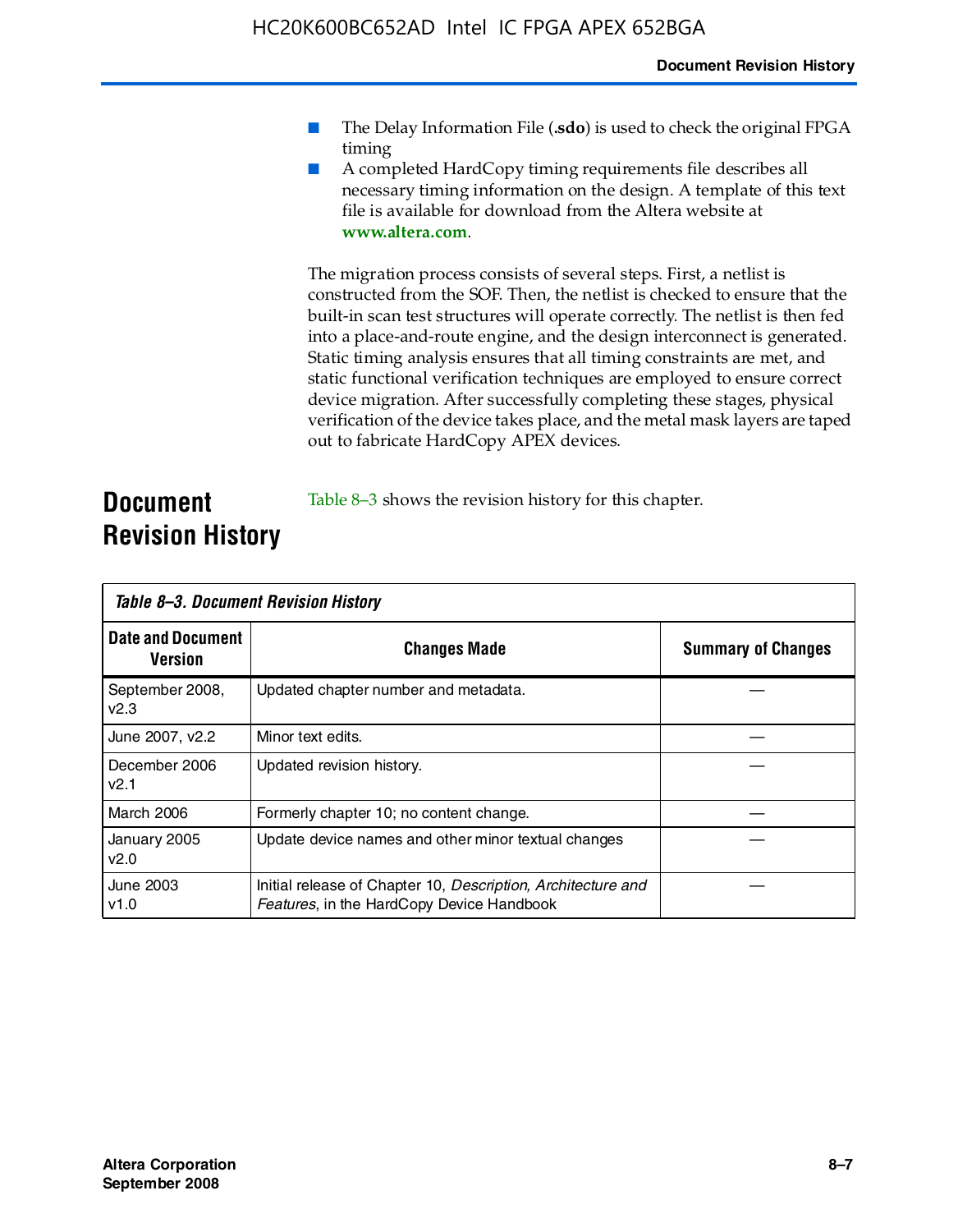- The Delay Information File (**.sdo**) is used to check the original FPGA timing
- A completed HardCopy timing requirements file describes all necessary timing information on the design. A template of this text file is available for download from the Altera website at **www.altera.com**.

The migration process consists of several steps. First, a netlist is constructed from the SOF. Then, the netlist is checked to ensure that the built-in scan test structures will operate correctly. The netlist is then fed into a place-and-route engine, and the design interconnect is generated. Static timing analysis ensures that all timing constraints are met, and static functional verification techniques are employed to ensure correct device migration. After successfully completing these stages, physical verification of the device takes place, and the metal mask layers are taped out to fabricate HardCopy APEX devices.

## Document Revision History

Table 8–3 shows the revision history for this chapter.

*Table 8–3. Document Revision History*

| Date and Document Version | Changes Made | Summary of Changes |
|---|---|---|
| September 2008, v2.3 | Updated chapter number and metadata. | — |
| June 2007, v2.2 | Minor text edits. | — |
| December 2006 v2.1 | Updated revision history. | — |
| March 2006 | Formerly chapter 10; no content change. | — |
| January 2005 v2.0 | Update device names and other minor textual changes | — |
| June 2003 v1.0 | Initial release of Chapter 10, *Description, Architecture and Features*, in the HardCopy Device Handbook | — |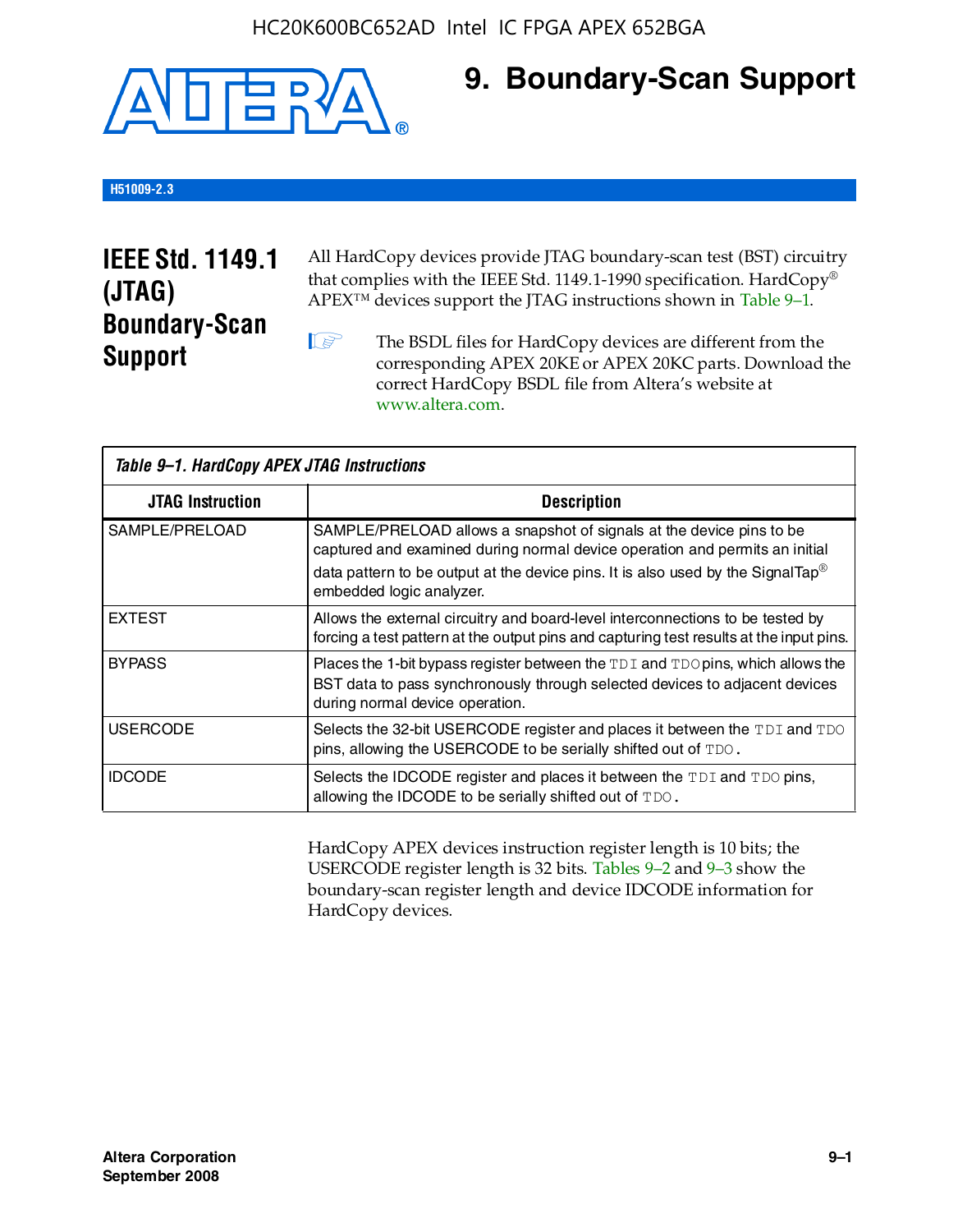# 9. Boundary-Scan Support

H51009-2.3

## IEEE Std. 1149.1 (JTAG) Boundary-Scan Support

All HardCopy devices provide JTAG boundary-scan test (BST) circuitry that complies with the IEEE Std. 1149.1-1990 specification. HardCopy® APEX™ devices support the JTAG instructions shown in Table 9–1.

The BSDL files for HardCopy devices are different from the corresponding APEX 20KE or APEX 20KC parts. Download the correct HardCopy BSDL file from Altera's website at www.altera.com.

*Table 9–1. HardCopy APEX JTAG Instructions*

| JTAG Instruction | Description |
|---|---|
| SAMPLE/PRELOAD | SAMPLE/PRELOAD allows a snapshot of signals at the device pins to be captured and examined during normal device operation and permits an initial data pattern to be output at the device pins. It is also used by the SignalTap® embedded logic analyzer. |
| EXTEST | Allows the external circuitry and board-level interconnections to be tested by forcing a test pattern at the output pins and capturing test results at the input pins. |
| BYPASS | Places the 1-bit bypass register between the `TDI` and `TDO` pins, which allows the BST data to pass synchronously through selected devices to adjacent devices during normal device operation. |
| USERCODE | Selects the 32-bit USERCODE register and places it between the `TDI` and `TDO` pins, allowing the USERCODE to be serially shifted out of `TDO`. |
| IDCODE | Selects the IDCODE register and places it between the `TDI` and `TDO` pins, allowing the IDCODE to be serially shifted out of `TDO`. |

HardCopy APEX devices instruction register length is 10 bits; the USERCODE register length is 32 bits. Tables 9–2 and 9–3 show the boundary-scan register length and device IDCODE information for HardCopy devices.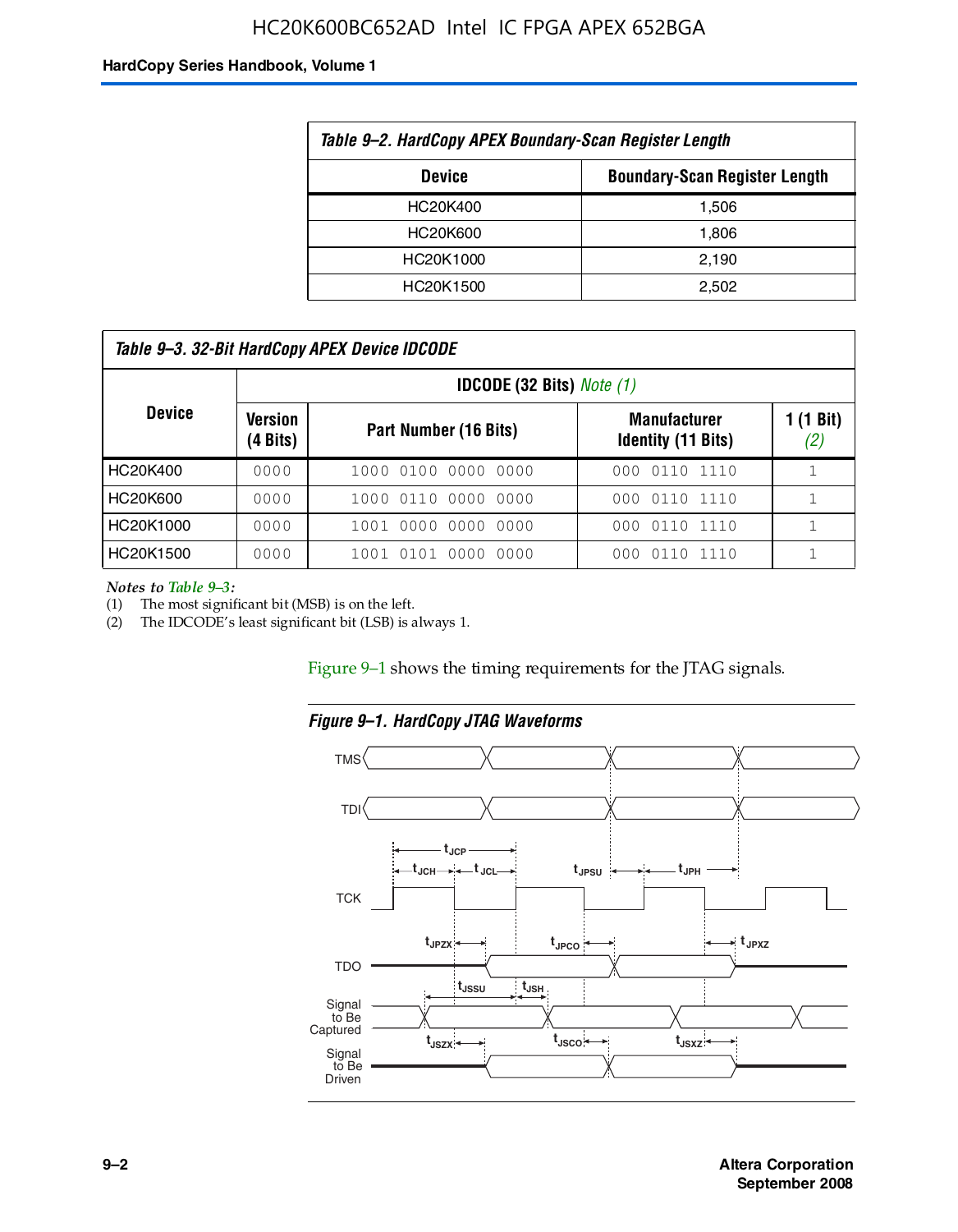**Table 9–2. HardCopy APEX Boundary-Scan Register Length**

| Device | Boundary-Scan Register Length |
|---|---|
| HC20K400 | 1,506 |
| HC20K600 | 1,806 |
| HC20K1000 | 2,190 |
| HC20K1500 | 2,502 |

**Table 9–3. 32-Bit HardCopy APEX Device IDCODE**

| Device | IDCODE (32 Bits) *Note (1)* | | | |
|---|---|---|---|---|
| | Version (4 Bits) | Part Number (16 Bits) | Manufacturer Identity (11 Bits) | 1 (1 Bit) *(2)* |
| HC20K400 | 0000 | 1000 0100 0000 0000 | 000 0110 1110 | 1 |
| HC20K600 | 0000 | 1000 0110 0000 0000 | 000 0110 1110 | 1 |
| HC20K1000 | 0000 | 1001 0000 0000 0000 | 000 0110 1110 | 1 |
| HC20K1500 | 0000 | 1001 0101 0000 0000 | 000 0110 1110 | 1 |

*Notes to Table 9–3:*
(1) The most significant bit (MSB) is on the left.
(2) The IDCODE's least significant bit (LSB) is always 1.

Figure 9–1 shows the timing requirements for the JTAG signals.

**Figure 9–1. HardCopy JTAG Waveforms**

TMS
TDI
TCK
TDO
Signal to Be Captured
Signal to Be Driven

$t_{JCP}$, $t_{JCH}$, $t_{JCL}$, $t_{JPSU}$, $t_{JPH}$, $t_{JPZX}$, $t_{JPCO}$, $t_{JPXZ}$, $t_{JSSU}$, $t_{JSH}$, $t_{JSZX}$, $t_{JSCO}$, $t_{JSXZ}$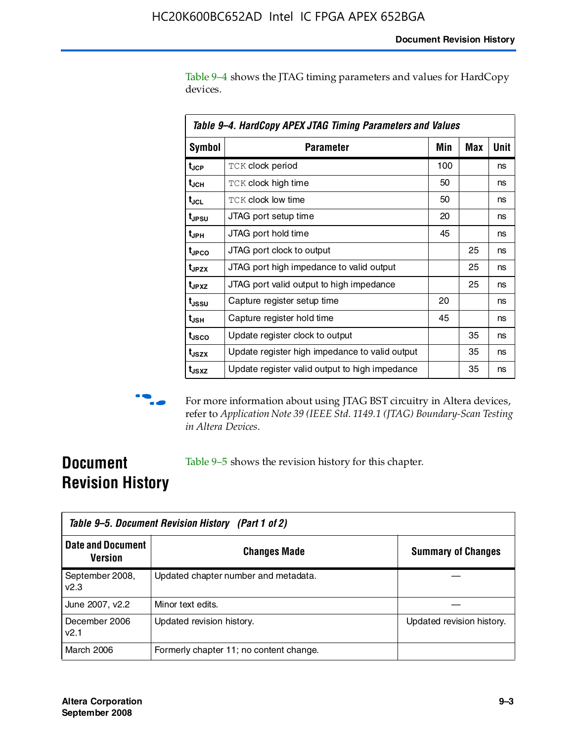Table 9–4 shows the JTAG timing parameters and values for HardCopy devices.

**Table 9–4. HardCopy APEX JTAG Timing Parameters and Values**

| Symbol | Parameter | Min | Max | Unit |
|---|---|---|---|---|
| $t_{JCP}$ | TCK clock period | 100 | | ns |
| $t_{JCH}$ | TCK clock high time | 50 | | ns |
| $t_{JCL}$ | TCK clock low time | 50 | | ns |
| $t_{JPSU}$ | JTAG port setup time | 20 | | ns |
| $t_{JPH}$ | JTAG port hold time | 45 | | ns |
| $t_{JPCO}$ | JTAG port clock to output | | 25 | ns |
| $t_{JPZX}$ | JTAG port high impedance to valid output | | 25 | ns |
| $t_{JPXZ}$ | JTAG port valid output to high impedance | | 25 | ns |
| $t_{JSSU}$ | Capture register setup time | 20 | | ns |
| $t_{JSH}$ | Capture register hold time | 45 | | ns |
| $t_{JSCO}$ | Update register clock to output | | 35 | ns |
| $t_{JSZX}$ | Update register high impedance to valid output | | 35 | ns |
| $t_{JSXZ}$ | Update register valid output to high impedance | | 35 | ns |

For more information about using JTAG BST circuitry in Altera devices, refer to *Application Note 39 (IEEE Std. 1149.1 (JTAG) Boundary-Scan Testing in Altera Devices*.

## Document Revision History

Table 9–5 shows the revision history for this chapter.

**Table 9–5. Document Revision History (Part 1 of 2)**

| Date and Document Version | Changes Made | Summary of Changes |
|---|---|---|
| September 2008, v2.3 | Updated chapter number and metadata. | — |
| June 2007, v2.2 | Minor text edits. | — |
| December 2006 v2.1 | Updated revision history. | Updated revision history. |
| March 2006 | Formerly chapter 11; no content change. | |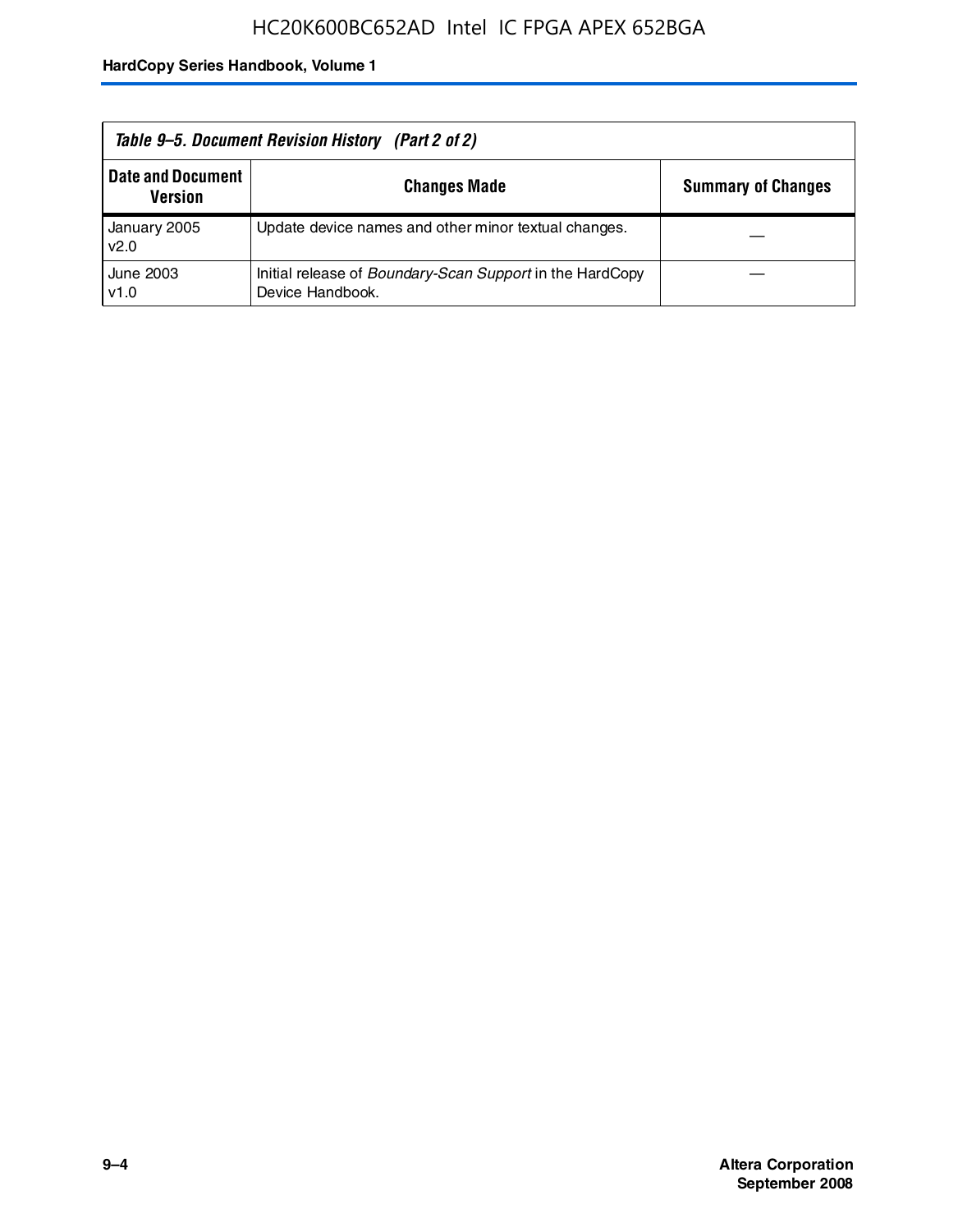*Table 9–5. Document Revision History (Part 2 of 2)*

| Date and Document Version | Changes Made | Summary of Changes |
|---|---|---|
| January 2005 v2.0 | Update device names and other minor textual changes. | — |
| June 2003 v1.0 | Initial release of *Boundary-Scan Support* in the HardCopy Device Handbook. | — |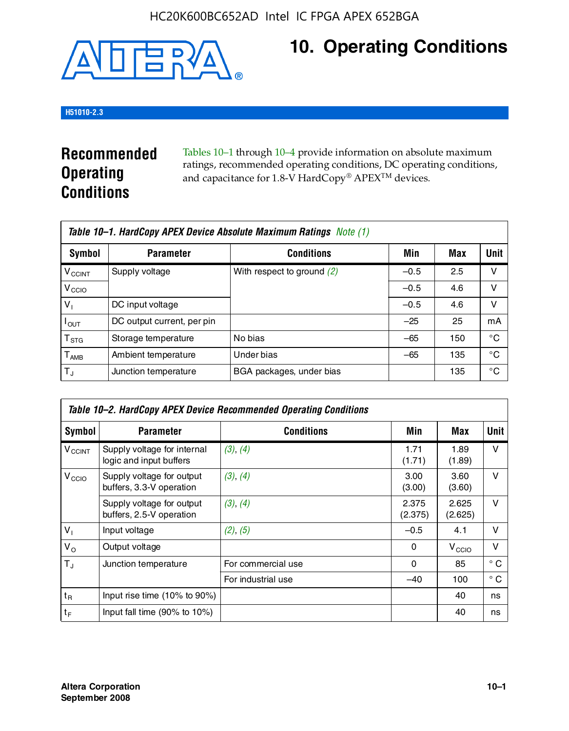# 10. Operating Conditions

H51010-2.3

## Recommended Operating Conditions

Tables 10–1 through 10–4 provide information on absolute maximum ratings, recommended operating conditions, DC operating conditions, and capacitance for 1.8-V HardCopy® APEX™ devices.

**Table 10–1. HardCopy APEX Device Absolute Maximum Ratings** *Note (1)*

| Symbol | Parameter | Conditions | Min | Max | Unit |
|---|---|---|---|---|---|
| $V_{CCINT}$ | Supply voltage | With respect to ground (2) | –0.5 | 2.5 | V |
| $V_{CCIO}$ | | | –0.5 | 4.6 | V |
| $V_I$ | DC input voltage | | –0.5 | 4.6 | V |
| $I_{OUT}$ | DC output current, per pin | | –25 | 25 | mA |
| $T_{STG}$ | Storage temperature | No bias | –65 | 150 | °C |
| $T_{AMB}$ | Ambient temperature | Under bias | –65 | 135 | °C |
| $T_J$ | Junction temperature | BGA packages, under bias | | 135 | °C |

**Table 10–2. HardCopy APEX Device Recommended Operating Conditions**

| Symbol | Parameter | Conditions | Min | Max | Unit |
|---|---|---|---|---|---|
| $V_{CCINT}$ | Supply voltage for internal logic and input buffers | (3), (4) | 1.71 (1.71) | 1.89 (1.89) | V |
| $V_{CCIO}$ | Supply voltage for output buffers, 3.3-V operation | (3), (4) | 3.00 (3.00) | 3.60 (3.60) | V |
| | Supply voltage for output buffers, 2.5-V operation | (3), (4) | 2.375 (2.375) | 2.625 (2.625) | V |
| $V_I$ | Input voltage | (2), (5) | –0.5 | 4.1 | V |
| $V_O$ | Output voltage | | 0 | $V_{CCIO}$ | V |
| $T_J$ | Junction temperature | For commercial use | 0 | 85 | ° C |
| | | For industrial use | –40 | 100 | ° C |
| $t_R$ | Input rise time (10% to 90%) | | | 40 | ns |
| $t_F$ | Input fall time (90% to 10%) | | | 40 | ns |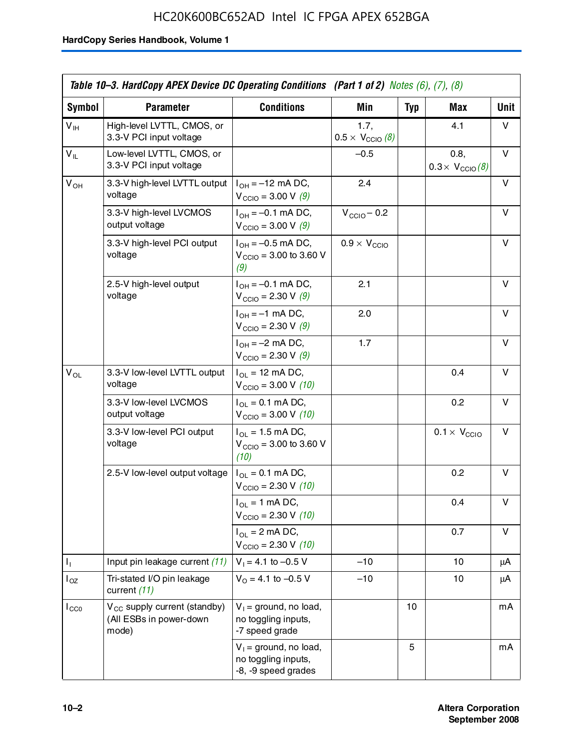**Table 10–3. HardCopy APEX Device DC Operating Conditions (Part 1 of 2)** *Notes (6), (7), (8)*

| Symbol | Parameter | Conditions | Min | Typ | Max | Unit |
|---|---|---|---|---|---|---|
| $V_{IH}$ | High-level LVTTL, CMOS, or 3.3-V PCI input voltage | | 1.7, $0.5 \times V_{CCIO}$ *(8)* | | 4.1 | V |
| $V_{IL}$ | Low-level LVTTL, CMOS, or 3.3-V PCI input voltage | | –0.5 | | 0.8, $0.3 \times V_{CCIO}$ *(8)* | V |
| $V_{OH}$ | 3.3-V high-level LVTTL output voltage | $I_{OH}$ = –12 mA DC, $V_{CCIO}$ = 3.00 V *(9)* | 2.4 | | | V |
| | 3.3-V high-level LVCMOS output voltage | $I_{OH}$ = –0.1 mA DC, $V_{CCIO}$ = 3.00 V *(9)* | $V_{CCIO}$ – 0.2 | | | V |
| | 3.3-V high-level PCI output voltage | $I_{OH}$ = –0.5 mA DC, $V_{CCIO}$ = 3.00 to 3.60 V *(9)* | $0.9 \times V_{CCIO}$ | | | V |
| | 2.5-V high-level output voltage | $I_{OH}$ = –0.1 mA DC, $V_{CCIO}$ = 2.30 V *(9)* | 2.1 | | | V |
| | | $I_{OH}$ = –1 mA DC, $V_{CCIO}$ = 2.30 V *(9)* | 2.0 | | | V |
| | | $I_{OH}$ = –2 mA DC, $V_{CCIO}$ = 2.30 V *(9)* | 1.7 | | | V |
| $V_{OL}$ | 3.3-V low-level LVTTL output voltage | $I_{OL}$ = 12 mA DC, $V_{CCIO}$ = 3.00 V *(10)* | | | 0.4 | V |
| | 3.3-V low-level LVCMOS output voltage | $I_{OL}$ = 0.1 mA DC, $V_{CCIO}$ = 3.00 V *(10)* | | | 0.2 | V |
| | 3.3-V low-level PCI output voltage | $I_{OL}$ = 1.5 mA DC, $V_{CCIO}$ = 3.00 to 3.60 V *(10)* | | | $0.1 \times V_{CCIO}$ | V |
| | 2.5-V low-level output voltage | $I_{OL}$ = 0.1 mA DC, $V_{CCIO}$ = 2.30 V *(10)* | | | 0.2 | V |
| | | $I_{OL}$ = 1 mA DC, $V_{CCIO}$ = 2.30 V *(10)* | | | 0.4 | V |
| | | $I_{OL}$ = 2 mA DC, $V_{CCIO}$ = 2.30 V *(10)* | | | 0.7 | V |
| $I_I$ | Input pin leakage current *(11)* | $V_I$ = 4.1 to –0.5 V | –10 | | 10 | µA |
| $I_{OZ}$ | Tri-stated I/O pin leakage current *(11)* | $V_O$ = 4.1 to –0.5 V | –10 | | 10 | µA |
| $I_{CC0}$ | $V_{CC}$ supply current (standby) (All ESBs in power-down mode) | $V_I$ = ground, no load, no toggling inputs, -7 speed grade | | 10 | | mA |
| | | $V_I$ = ground, no load, no toggling inputs, -8, -9 speed grades | | 5 | | mA |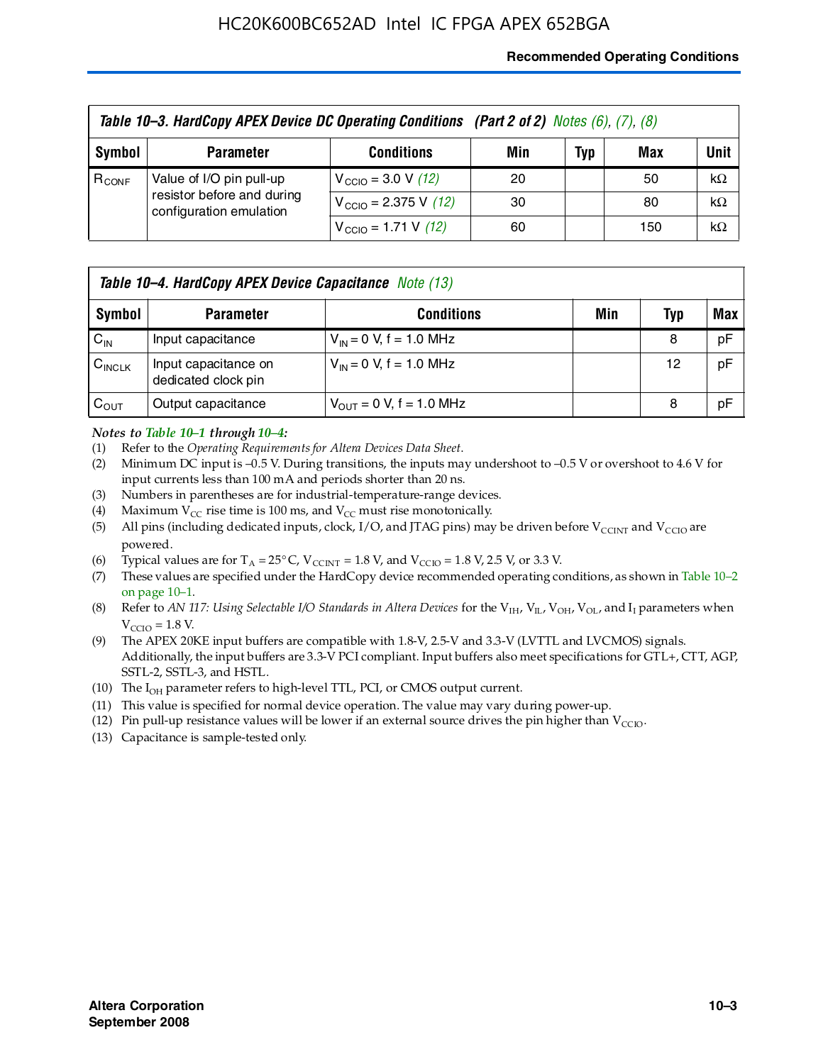| Table 10–3. HardCopy APEX Device DC Operating Conditions (Part 2 of 2) Notes (6), (7), (8) | | | | | | |
|---|---|---|---|---|---|---|
| Symbol | Parameter | Conditions | Min | Typ | Max | Unit |
| $R_{CONF}$ | Value of I/O pin pull-up resistor before and during configuration emulation | $V_{CCIO}$ = 3.0 V (12) | 20 | | 50 | kΩ |
| | | $V_{CCIO}$ = 2.375 V (12) | 30 | | 80 | kΩ |
| | | $V_{CCIO}$ = 1.71 V (12) | 60 | | 150 | kΩ |

| Table 10–4. HardCopy APEX Device Capacitance Note (13) | | | | | |
|---|---|---|---|---|---|
| Symbol | Parameter | Conditions | Min | Typ | Max |
| $C_{IN}$ | Input capacitance | $V_{IN}$ = 0 V, f = 1.0 MHz | | 8 | pF |
| $C_{INCLK}$ | Input capacitance on dedicated clock pin | $V_{IN}$ = 0 V, f = 1.0 MHz | | 12 | pF |
| $C_{OUT}$ | Output capacitance | $V_{OUT}$ = 0 V, f = 1.0 MHz | | 8 | pF |

***Notes to Table 10–1 through 10–4:***

(1) Refer to the *Operating Requirements for Altera Devices Data Sheet*.

(2) Minimum DC input is –0.5 V. During transitions, the inputs may undershoot to –0.5 V or overshoot to 4.6 V for input currents less than 100 mA and periods shorter than 20 ns.

(3) Numbers in parentheses are for industrial-temperature-range devices.

(4) Maximum $V_{CC}$ rise time is 100 ms, and $V_{CC}$ must rise monotonically.

(5) All pins (including dedicated inputs, clock, I/O, and JTAG pins) may be driven before $V_{CCINT}$ and $V_{CCIO}$ are powered.

(6) Typical values are for $T_A$ = 25° C, $V_{CCINT}$ = 1.8 V, and $V_{CCIO}$ = 1.8 V, 2.5 V, or 3.3 V.

(7) These values are specified under the HardCopy device recommended operating conditions, as shown in Table 10–2 on page 10–1.

(8) Refer to *AN 117: Using Selectable I/O Standards in Altera Devices* for the $V_{IH}$, $V_{IL}$, $V_{OH}$, $V_{OL}$, and $I_I$ parameters when $V_{CCIO}$ = 1.8 V.

(9) The APEX 20KE input buffers are compatible with 1.8-V, 2.5-V and 3.3-V (LVTTL and LVCMOS) signals. Additionally, the input buffers are 3.3-V PCI compliant. Input buffers also meet specifications for GTL+, CTT, AGP, SSTL-2, SSTL-3, and HSTL.

(10) The $I_{OH}$ parameter refers to high-level TTL, PCI, or CMOS output current.

(11) This value is specified for normal device operation. The value may vary during power-up.

(12) Pin pull-up resistance values will be lower if an external source drives the pin higher than $V_{CCIO}$.

(13) Capacitance is sample-tested only.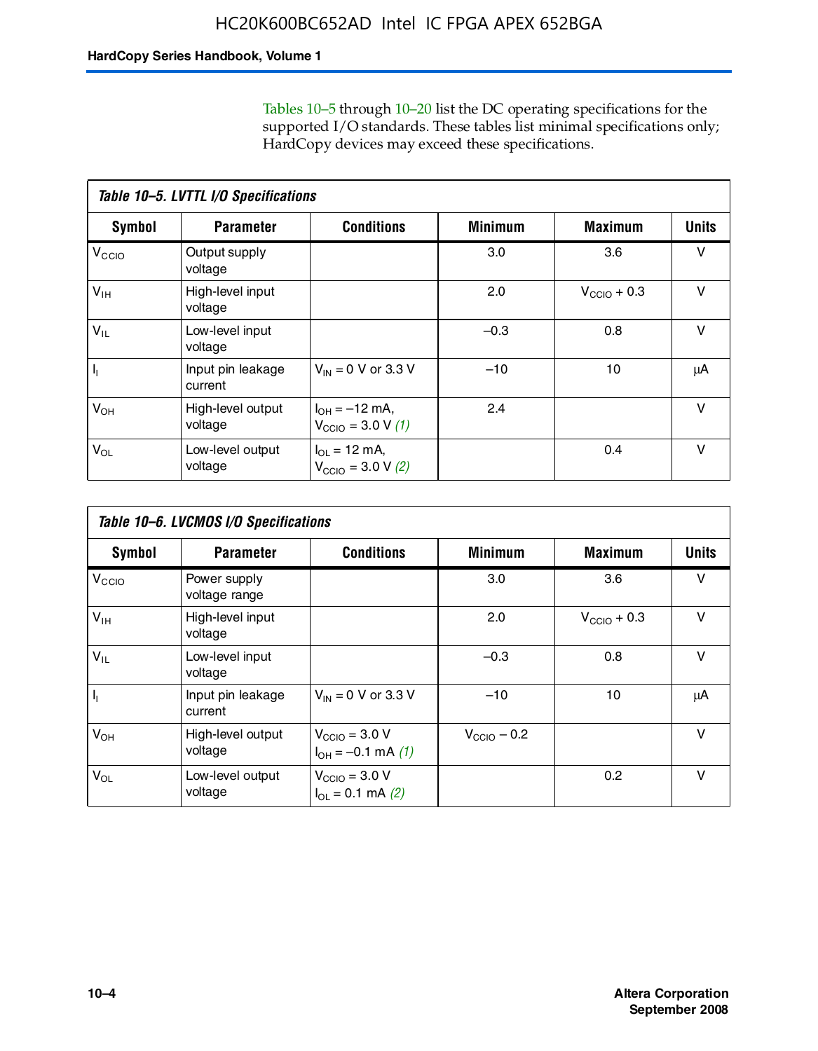Tables 10–5 through 10–20 list the DC operating specifications for the supported I/O standards. These tables list minimal specifications only; HardCopy devices may exceed these specifications.

**Table 10–5. LVTTL I/O Specifications**

| Symbol | Parameter | Conditions | Minimum | Maximum | Units |
|---|---|---|---|---|---|
| $V_{CCIO}$ | Output supply voltage | | 3.0 | 3.6 | V |
| $V_{IH}$ | High-level input voltage | | 2.0 | $V_{CCIO}$ + 0.3 | V |
| $V_{IL}$ | Low-level input voltage | | –0.3 | 0.8 | V |
| $I_I$ | Input pin leakage current | $V_{IN}$ = 0 V or 3.3 V | –10 | 10 | μA |
| $V_{OH}$ | High-level output voltage | $I_{OH}$ = –12 mA, $V_{CCIO}$ = 3.0 V *(1)* | 2.4 | | V |
| $V_{OL}$ | Low-level output voltage | $I_{OL}$ = 12 mA, $V_{CCIO}$ = 3.0 V *(2)* | | 0.4 | V |

**Table 10–6. LVCMOS I/O Specifications**

| Symbol | Parameter | Conditions | Minimum | Maximum | Units |
|---|---|---|---|---|---|
| $V_{CCIO}$ | Power supply voltage range | | 3.0 | 3.6 | V |
| $V_{IH}$ | High-level input voltage | | 2.0 | $V_{CCIO}$ + 0.3 | V |
| $V_{IL}$ | Low-level input voltage | | –0.3 | 0.8 | V |
| $I_I$ | Input pin leakage current | $V_{IN}$ = 0 V or 3.3 V | –10 | 10 | μA |
| $V_{OH}$ | High-level output voltage | $V_{CCIO}$ = 3.0 V $I_{OH}$ = –0.1 mA *(1)* | $V_{CCIO}$ – 0.2 | | V |
| $V_{OL}$ | Low-level output voltage | $V_{CCIO}$ = 3.0 V $I_{OL}$ = 0.1 mA *(2)* | | 0.2 | V |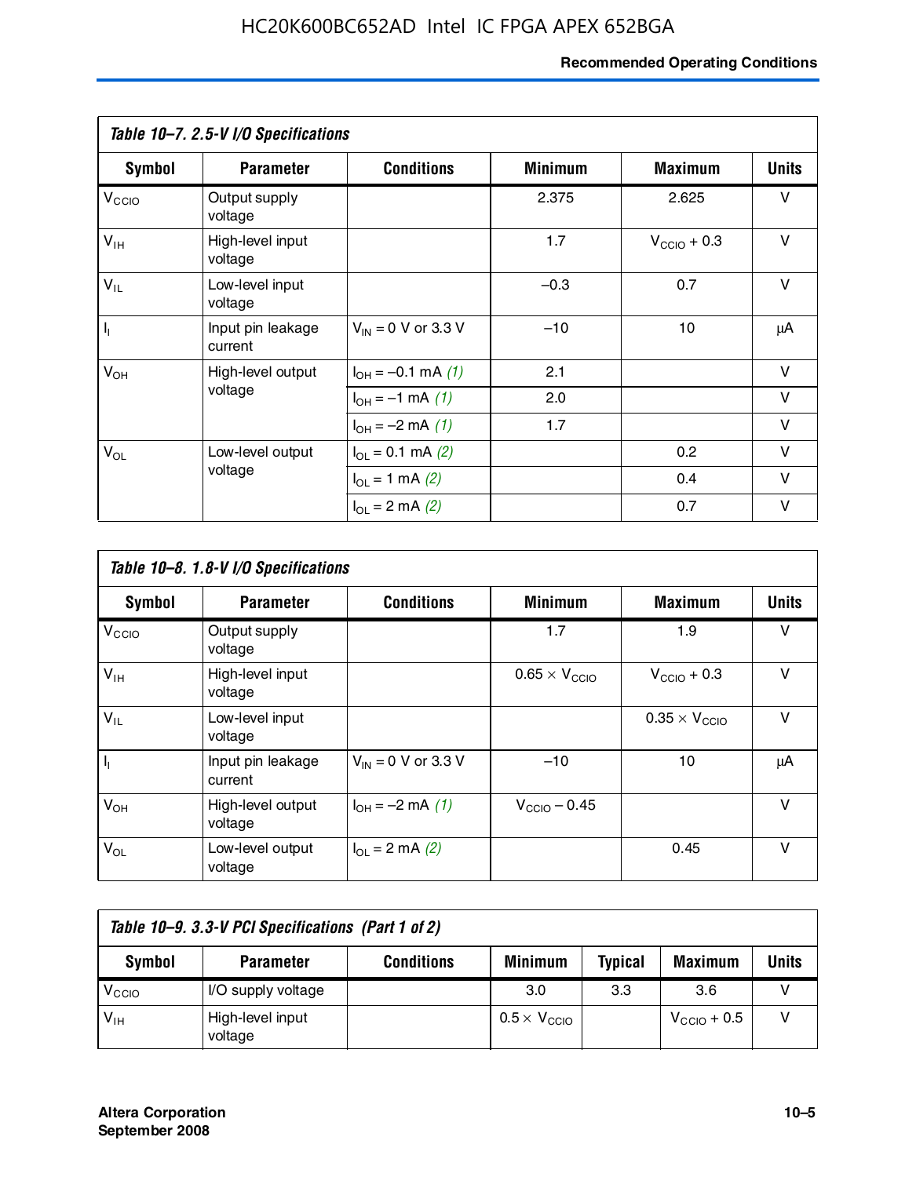**Table 10–7. 2.5-V I/O Specifications**

| Symbol | Parameter | Conditions | Minimum | Maximum | Units |
|---|---|---|---|---|---|
| $V_{CCIO}$ | Output supply voltage | | 2.375 | 2.625 | V |
| $V_{IH}$ | High-level input voltage | | 1.7 | $V_{CCIO}$ + 0.3 | V |
| $V_{IL}$ | Low-level input voltage | | –0.3 | 0.7 | V |
| $I_I$ | Input pin leakage current | $V_{IN}$ = 0 V or 3.3 V | –10 | 10 | μA |
| $V_{OH}$ | High-level output voltage | $I_{OH}$ = –0.1 mA *(1)* | 2.1 | | V |
| | | $I_{OH}$ = –1 mA *(1)* | 2.0 | | V |
| | | $I_{OH}$ = –2 mA *(1)* | 1.7 | | V |
| $V_{OL}$ | Low-level output voltage | $I_{OL}$ = 0.1 mA *(2)* | | 0.2 | V |
| | | $I_{OL}$ = 1 mA *(2)* | | 0.4 | V |
| | | $I_{OL}$ = 2 mA *(2)* | | 0.7 | V |

**Table 10–8. 1.8-V I/O Specifications**

| Symbol | Parameter | Conditions | Minimum | Maximum | Units |
|---|---|---|---|---|---|
| $V_{CCIO}$ | Output supply voltage | | 1.7 | 1.9 | V |
| $V_{IH}$ | High-level input voltage | | 0.65 × $V_{CCIO}$ | $V_{CCIO}$ + 0.3 | V |
| $V_{IL}$ | Low-level input voltage | | | 0.35 × $V_{CCIO}$ | V |
| $I_I$ | Input pin leakage current | $V_{IN}$ = 0 V or 3.3 V | –10 | 10 | μA |
| $V_{OH}$ | High-level output voltage | $I_{OH}$ = –2 mA *(1)* | $V_{CCIO}$ – 0.45 | | V |
| $V_{OL}$ | Low-level output voltage | $I_{OL}$ = 2 mA *(2)* | | 0.45 | V |

**Table 10–9. 3.3-V PCI Specifications (Part 1 of 2)**

| Symbol | Parameter | Conditions | Minimum | Typical | Maximum | Units |
|---|---|---|---|---|---|---|
| $V_{CCIO}$ | I/O supply voltage | | 3.0 | 3.3 | 3.6 | V |
| $V_{IH}$ | High-level input voltage | | 0.5 × $V_{CCIO}$ | | $V_{CCIO}$ + 0.5 | V |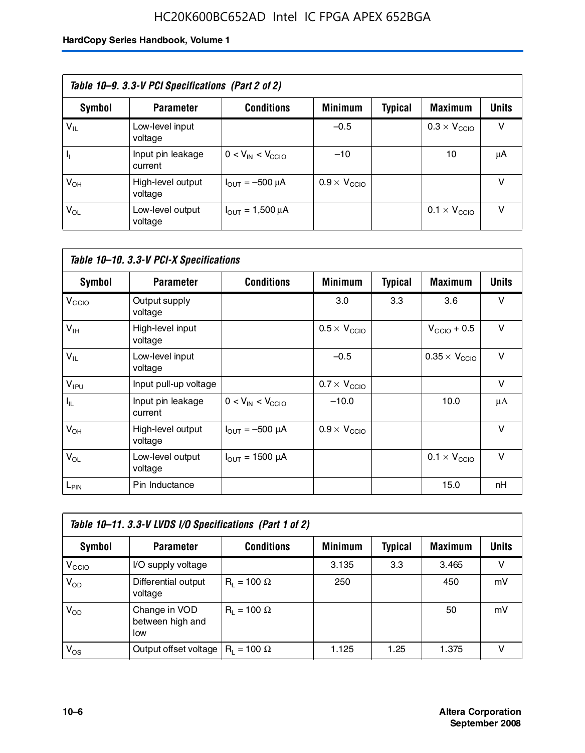**Table 10–9. 3.3-V PCI Specifications (Part 2 of 2)**

| Symbol | Parameter | Conditions | Minimum | Typical | Maximum | Units |
|---|---|---|---|---|---|---|
| $V_{IL}$ | Low-level input voltage | | –0.5 | | $0.3 \times V_{CCIO}$ | V |
| $I_I$ | Input pin leakage current | $0 < V_{IN} < V_{CCIO}$ | –10 | | 10 | μA |
| $V_{OH}$ | High-level output voltage | $I_{OUT}$ = –500 μA | $0.9 \times V_{CCIO}$ | | | V |
| $V_{OL}$ | Low-level output voltage | $I_{OUT}$ = 1,500 μA | | | $0.1 \times V_{CCIO}$ | V |

**Table 10–10. 3.3-V PCI-X Specifications**

| Symbol | Parameter | Conditions | Minimum | Typical | Maximum | Units |
|---|---|---|---|---|---|---|
| $V_{CCIO}$ | Output supply voltage | | 3.0 | 3.3 | 3.6 | V |
| $V_{IH}$ | High-level input voltage | | $0.5 \times V_{CCIO}$ | | $V_{CCIO} + 0.5$ | V |
| $V_{IL}$ | Low-level input voltage | | –0.5 | | $0.35 \times V_{CCIO}$ | V |
| $V_{IPU}$ | Input pull-up voltage | | $0.7 \times V_{CCIO}$ | | | V |
| $I_{IL}$ | Input pin leakage current | $0 < V_{IN} < V_{CCIO}$ | –10.0 | | 10.0 | μA |
| $V_{OH}$ | High-level output voltage | $I_{OUT}$ = –500 μA | $0.9 \times V_{CCIO}$ | | | V |
| $V_{OL}$ | Low-level output voltage | $I_{OUT}$ = 1500 μA | | | $0.1 \times V_{CCIO}$ | V |
| $L_{PIN}$ | Pin Inductance | | | | 15.0 | nH |

**Table 10–11. 3.3-V LVDS I/O Specifications (Part 1 of 2)**

| Symbol | Parameter | Conditions | Minimum | Typical | Maximum | Units |
|---|---|---|---|---|---|---|
| $V_{CCIO}$ | I/O supply voltage | | 3.135 | 3.3 | 3.465 | V |
| $V_{OD}$ | Differential output voltage | $R_L$ = 100 Ω | 250 | | 450 | mV |
| $V_{OD}$ | Change in VOD between high and low | $R_L$ = 100 Ω | | | 50 | mV |
| $V_{OS}$ | Output offset voltage | $R_L$ = 100 Ω | 1.125 | 1.25 | 1.375 | V |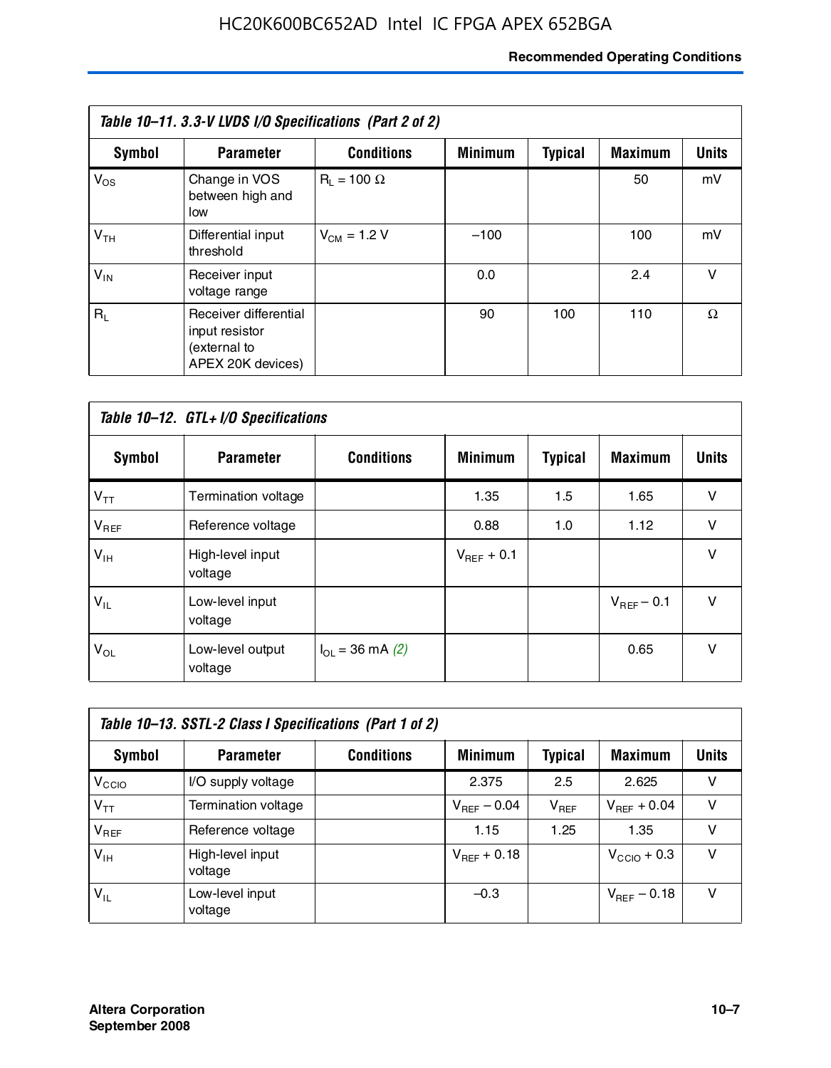**Table 10–11. 3.3-V LVDS I/O Specifications (Part 2 of 2)**

| Symbol | Parameter | Conditions | Minimum | Typical | Maximum | Units |
|---|---|---|---|---|---|---|
| $V_{OS}$ | Change in VOS between high and low | $R_L$ = 100 Ω | | | 50 | mV |
| $V_{TH}$ | Differential input threshold | $V_{CM}$ = 1.2 V | –100 | | 100 | mV |
| $V_{IN}$ | Receiver input voltage range | | 0.0 | | 2.4 | V |
| $R_L$ | Receiver differential input resistor (external to APEX 20K devices) | | 90 | 100 | 110 | Ω |

**Table 10–12. GTL+ I/O Specifications**

| Symbol | Parameter | Conditions | Minimum | Typical | Maximum | Units |
|---|---|---|---|---|---|---|
| $V_{TT}$ | Termination voltage | | 1.35 | 1.5 | 1.65 | V |
| $V_{REF}$ | Reference voltage | | 0.88 | 1.0 | 1.12 | V |
| $V_{IH}$ | High-level input voltage | | $V_{REF}$ + 0.1 | | | V |
| $V_{IL}$ | Low-level input voltage | | | | $V_{REF}$ – 0.1 | V |
| $V_{OL}$ | Low-level output voltage | $I_{OL}$ = 36 mA *(2)* | | | 0.65 | V |

**Table 10–13. SSTL-2 Class I Specifications (Part 1 of 2)**

| Symbol | Parameter | Conditions | Minimum | Typical | Maximum | Units |
|---|---|---|---|---|---|---|
| $V_{CCIO}$ | I/O supply voltage | | 2.375 | 2.5 | 2.625 | V |
| $V_{TT}$ | Termination voltage | | $V_{REF}$ – 0.04 | $V_{REF}$ | $V_{REF}$ + 0.04 | V |
| $V_{REF}$ | Reference voltage | | 1.15 | 1.25 | 1.35 | V |
| $V_{IH}$ | High-level input voltage | | $V_{REF}$ + 0.18 | | $V_{CCIO}$ + 0.3 | V |
| $V_{IL}$ | Low-level input voltage | | –0.3 | | $V_{REF}$ – 0.18 | V |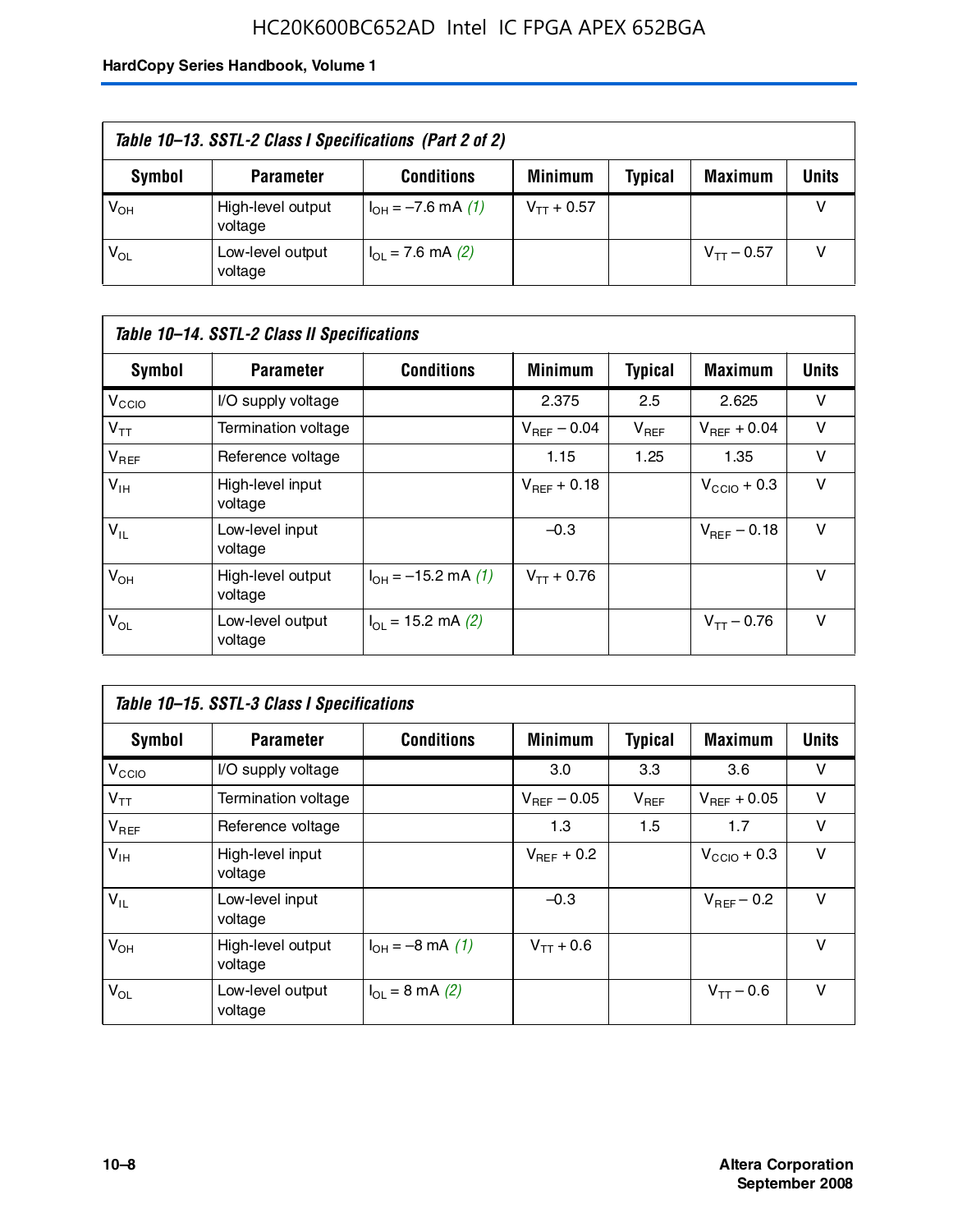**Table 10–13. SSTL-2 Class I Specifications (Part 2 of 2)**

| Symbol | Parameter | Conditions | Minimum | Typical | Maximum | Units |
|---|---|---|---|---|---|---|
| $V_{OH}$ | High-level output voltage | $I_{OH}$ = –7.6 mA *(1)* | $V_{TT}$ + 0.57 | | | V |
| $V_{OL}$ | Low-level output voltage | $I_{OL}$ = 7.6 mA *(2)* | | | $V_{TT}$ – 0.57 | V |

**Table 10–14. SSTL-2 Class II Specifications**

| Symbol | Parameter | Conditions | Minimum | Typical | Maximum | Units |
|---|---|---|---|---|---|---|
| $V_{CCIO}$ | I/O supply voltage | | 2.375 | 2.5 | 2.625 | V |
| $V_{TT}$ | Termination voltage | | $V_{REF}$ – 0.04 | $V_{REF}$ | $V_{REF}$ + 0.04 | V |
| $V_{REF}$ | Reference voltage | | 1.15 | 1.25 | 1.35 | V |
| $V_{IH}$ | High-level input voltage | | $V_{REF}$ + 0.18 | | $V_{CCIO}$ + 0.3 | V |
| $V_{IL}$ | Low-level input voltage | | –0.3 | | $V_{REF}$ – 0.18 | V |
| $V_{OH}$ | High-level output voltage | $I_{OH}$ = –15.2 mA *(1)* | $V_{TT}$ + 0.76 | | | V |
| $V_{OL}$ | Low-level output voltage | $I_{OL}$ = 15.2 mA *(2)* | | | $V_{TT}$ – 0.76 | V |

**Table 10–15. SSTL-3 Class I Specifications**

| Symbol | Parameter | Conditions | Minimum | Typical | Maximum | Units |
|---|---|---|---|---|---|---|
| $V_{CCIO}$ | I/O supply voltage | | 3.0 | 3.3 | 3.6 | V |
| $V_{TT}$ | Termination voltage | | $V_{REF}$ – 0.05 | $V_{REF}$ | $V_{REF}$ + 0.05 | V |
| $V_{REF}$ | Reference voltage | | 1.3 | 1.5 | 1.7 | V |
| $V_{IH}$ | High-level input voltage | | $V_{REF}$ + 0.2 | | $V_{CCIO}$ + 0.3 | V |
| $V_{IL}$ | Low-level input voltage | | –0.3 | | $V_{REF}$ – 0.2 | V |
| $V_{OH}$ | High-level output voltage | $I_{OH}$ = –8 mA *(1)* | $V_{TT}$ + 0.6 | | | V |
| $V_{OL}$ | Low-level output voltage | $I_{OL}$ = 8 mA *(2)* | | | $V_{TT}$ – 0.6 | V |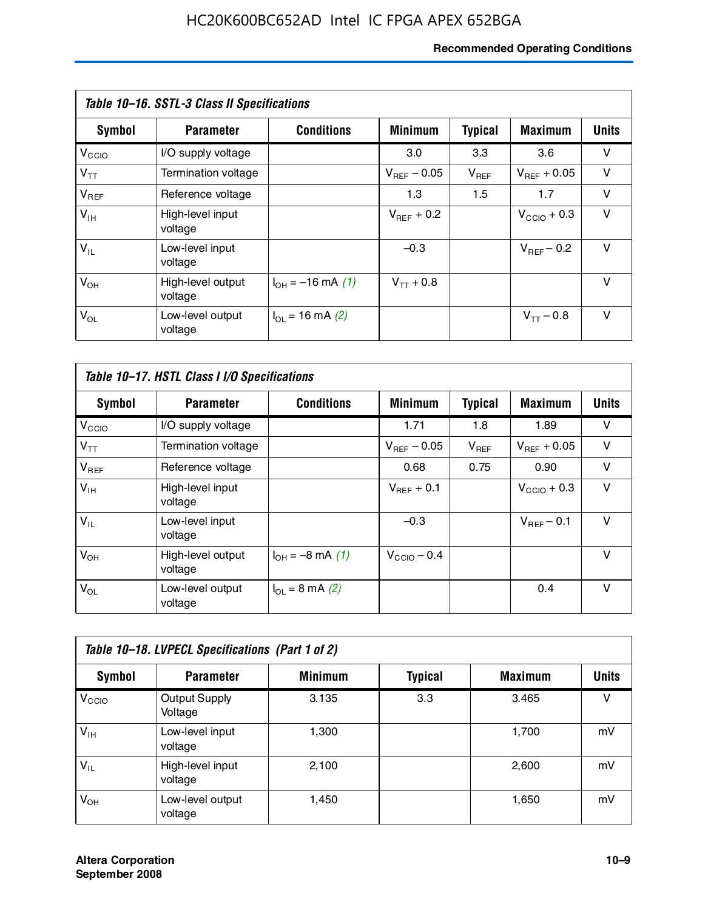**Table 10–16. SSTL-3 Class II Specifications**

| Symbol | Parameter | Conditions | Minimum | Typical | Maximum | Units |
|---|---|---|---|---|---|---|
| $V_{CCIO}$ | I/O supply voltage | | 3.0 | 3.3 | 3.6 | V |
| $V_{TT}$ | Termination voltage | | $V_{REF}$ – 0.05 | $V_{REF}$ | $V_{REF}$ + 0.05 | V |
| $V_{REF}$ | Reference voltage | | 1.3 | 1.5 | 1.7 | V |
| $V_{IH}$ | High-level input voltage | | $V_{REF}$ + 0.2 | | $V_{CCIO}$ + 0.3 | V |
| $V_{IL}$ | Low-level input voltage | | –0.3 | | $V_{REF}$ – 0.2 | V |
| $V_{OH}$ | High-level output voltage | $I_{OH}$ = –16 mA *(1)* | $V_{TT}$ + 0.8 | | | V |
| $V_{OL}$ | Low-level output voltage | $I_{OL}$ = 16 mA *(2)* | | | $V_{TT}$ – 0.8 | V |

**Table 10–17. HSTL Class I I/O Specifications**

| Symbol | Parameter | Conditions | Minimum | Typical | Maximum | Units |
|---|---|---|---|---|---|---|
| $V_{CCIO}$ | I/O supply voltage | | 1.71 | 1.8 | 1.89 | V |
| $V_{TT}$ | Termination voltage | | $V_{REF}$ – 0.05 | $V_{REF}$ | $V_{REF}$ + 0.05 | V |
| $V_{REF}$ | Reference voltage | | 0.68 | 0.75 | 0.90 | V |
| $V_{IH}$ | High-level input voltage | | $V_{REF}$ + 0.1 | | $V_{CCIO}$ + 0.3 | V |
| $V_{IL}$ | Low-level input voltage | | –0.3 | | $V_{REF}$ – 0.1 | V |
| $V_{OH}$ | High-level output voltage | $I_{OH}$ = –8 mA *(1)* | $V_{CCIO}$ – 0.4 | | | V |
| $V_{OL}$ | Low-level output voltage | $I_{OL}$ = 8 mA *(2)* | | | 0.4 | V |

**Table 10–18. LVPECL Specifications (Part 1 of 2)**

| Symbol | Parameter | Minimum | Typical | Maximum | Units |
|---|---|---|---|---|---|
| $V_{CCIO}$ | Output Supply Voltage | 3.135 | 3.3 | 3.465 | V |
| $V_{IH}$ | Low-level input voltage | 1,300 | | 1,700 | mV |
| $V_{IL}$ | High-level input voltage | 2,100 | | 2,600 | mV |
| $V_{OH}$ | Low-level output voltage | 1,450 | | 1,650 | mV |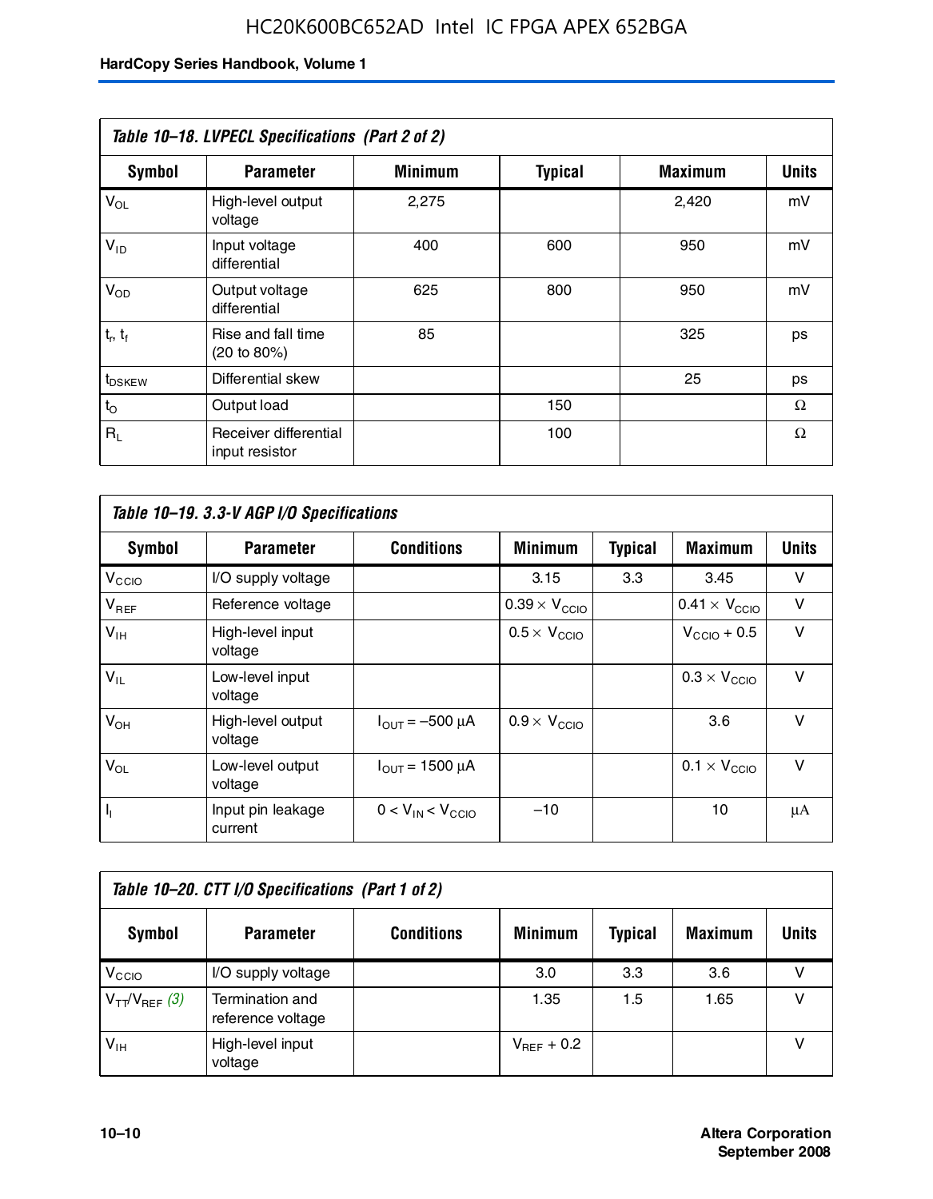**Table 10–18. LVPECL Specifications (Part 2 of 2)**

| Symbol | Parameter | Minimum | Typical | Maximum | Units |
|---|---|---|---|---|---|
| $V_{OL}$ | High-level output voltage | 2,275 | | 2,420 | mV |
| $V_{ID}$ | Input voltage differential | 400 | 600 | 950 | mV |
| $V_{OD}$ | Output voltage differential | 625 | 800 | 950 | mV |
| $t_r$, $t_f$ | Rise and fall time (20 to 80%) | 85 | | 325 | ps |
| $t_{DSKEW}$ | Differential skew | | | 25 | ps |
| $t_O$ | Output load | | 150 | | Ω |
| $R_L$ | Receiver differential input resistor | | 100 | | Ω |

**Table 10–19. 3.3-V AGP I/O Specifications**

| Symbol | Parameter | Conditions | Minimum | Typical | Maximum | Units |
|---|---|---|---|---|---|---|
| $V_{CCIO}$ | I/O supply voltage | | 3.15 | 3.3 | 3.45 | V |
| $V_{REF}$ | Reference voltage | | $0.39 \times V_{CCIO}$ | | $0.41 \times V_{CCIO}$ | V |
| $V_{IH}$ | High-level input voltage | | $0.5 \times V_{CCIO}$ | | $V_{CCIO} + 0.5$ | V |
| $V_{IL}$ | Low-level input voltage | | | | $0.3 \times V_{CCIO}$ | V |
| $V_{OH}$ | High-level output voltage | $I_{OUT} = -500\ \mu A$ | $0.9 \times V_{CCIO}$ | | 3.6 | V |
| $V_{OL}$ | Low-level output voltage | $I_{OUT} = 1500\ \mu A$ | | | $0.1 \times V_{CCIO}$ | V |
| $I_I$ | Input pin leakage current | $0 < V_{IN} < V_{CCIO}$ | –10 | | 10 | μA |

**Table 10–20. CTT I/O Specifications (Part 1 of 2)**

| Symbol | Parameter | Conditions | Minimum | Typical | Maximum | Units |
|---|---|---|---|---|---|---|
| $V_{CCIO}$ | I/O supply voltage | | 3.0 | 3.3 | 3.6 | V |
| $V_{TT}/V_{REF}$ *(3)* | Termination and reference voltage | | 1.35 | 1.5 | 1.65 | V |
| $V_{IH}$ | High-level input voltage | | $V_{REF} + 0.2$ | | | V |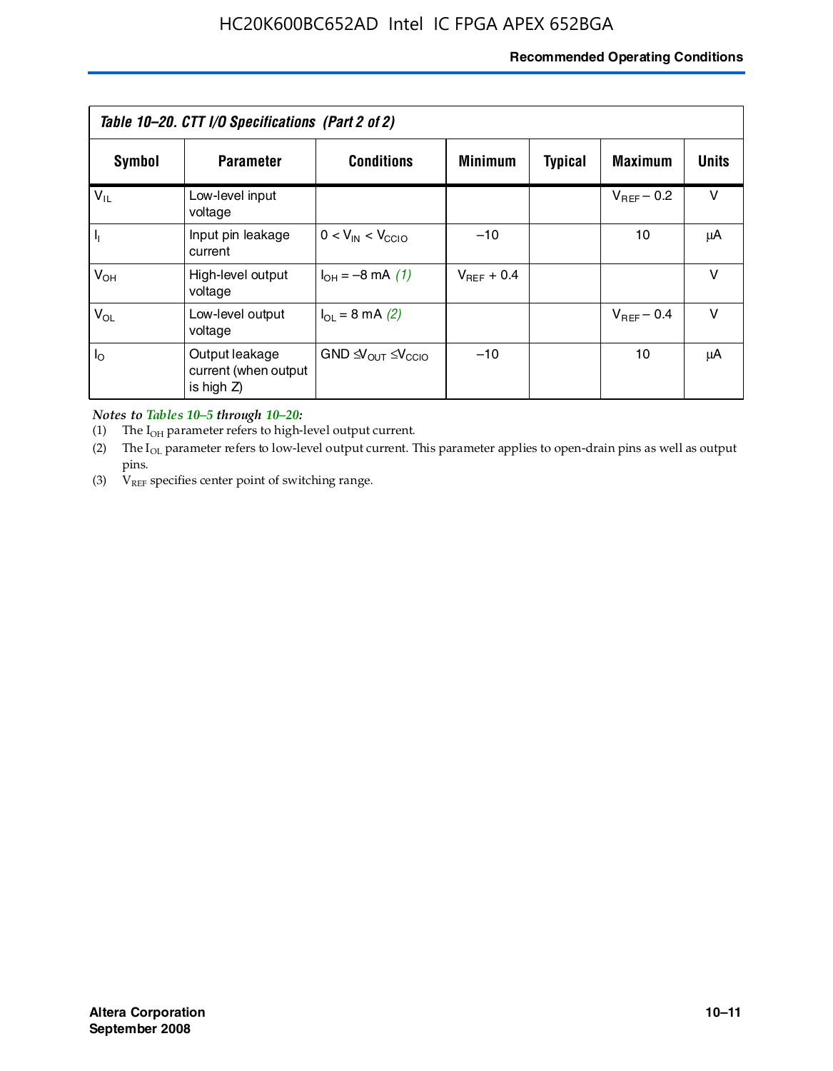*Table 10–20. CTT I/O Specifications (Part 2 of 2)*

| Symbol | Parameter | Conditions | Minimum | Typical | Maximum | Units |
|---|---|---|---|---|---|---|
| $V_{IL}$ | Low-level input voltage | | | | $V_{REF} – 0.2$ | V |
| $I_I$ | Input pin leakage current | $0 < V_{IN} < V_{CCIO}$ | –10 | | 10 | μA |
| $V_{OH}$ | High-level output voltage | $I_{OH}$ = –8 mA *(1)* | $V_{REF} + 0.4$ | | | V |
| $V_{OL}$ | Low-level output voltage | $I_{OL}$ = 8 mA *(2)* | | | $V_{REF} – 0.4$ | V |
| $I_O$ | Output leakage current (when output is high Z) | $GND \leq V_{OUT} \leq V_{CCIO}$ | –10 | | 10 | μA |

***Notes to Tables 10–5 through 10–20:***

(1) The $I_{OH}$ parameter refers to high-level output current.

(2) The $I_{OL}$ parameter refers to low-level output current. This parameter applies to open-drain pins as well as output pins.

(3) $V_{REF}$ specifies center point of switching range.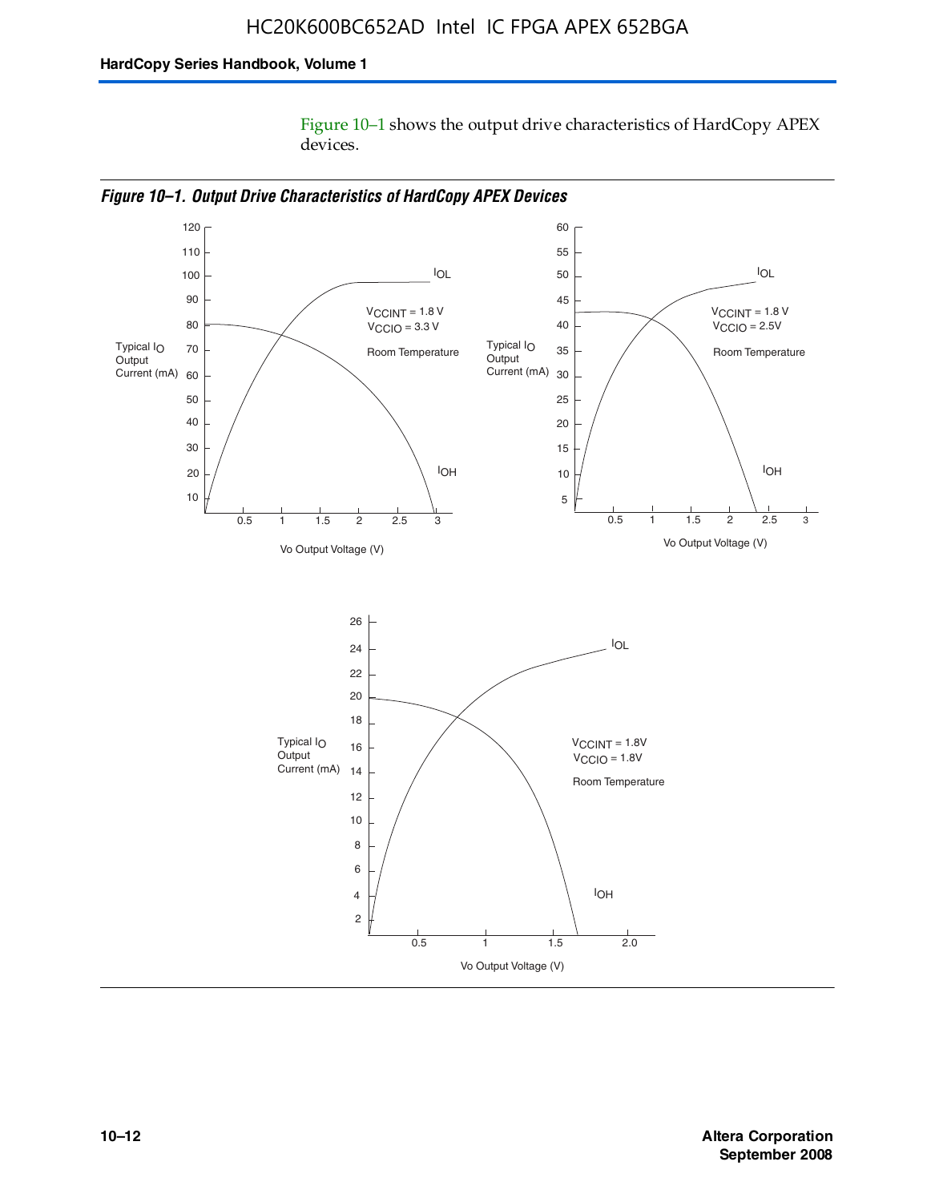Figure 10–1 shows the output drive characteristics of HardCopy APEX devices.

*Figure 10–1. Output Drive Characteristics of HardCopy APEX Devices*

Typical $I_O$ Output Current (mA)

$V_{CCINT}$ = 1.8 V
$V_{CCIO}$ = 3.3 V
Room Temperature

$I_{OL}$
$I_{OH}$

Vo Output Voltage (V)

Typical $I_O$ Output Current (mA)

$V_{CCINT}$ = 1.8 V
$V_{CCIO}$ = 2.5V
Room Temperature

$I_{OL}$
$I_{OH}$

Vo Output Voltage (V)

Typical $I_O$ Output Current (mA)

$V_{CCINT}$ = 1.8V
$V_{CCIO}$ = 1.8V
Room Temperature

$I_{OL}$
$I_{OH}$

Vo Output Voltage (V)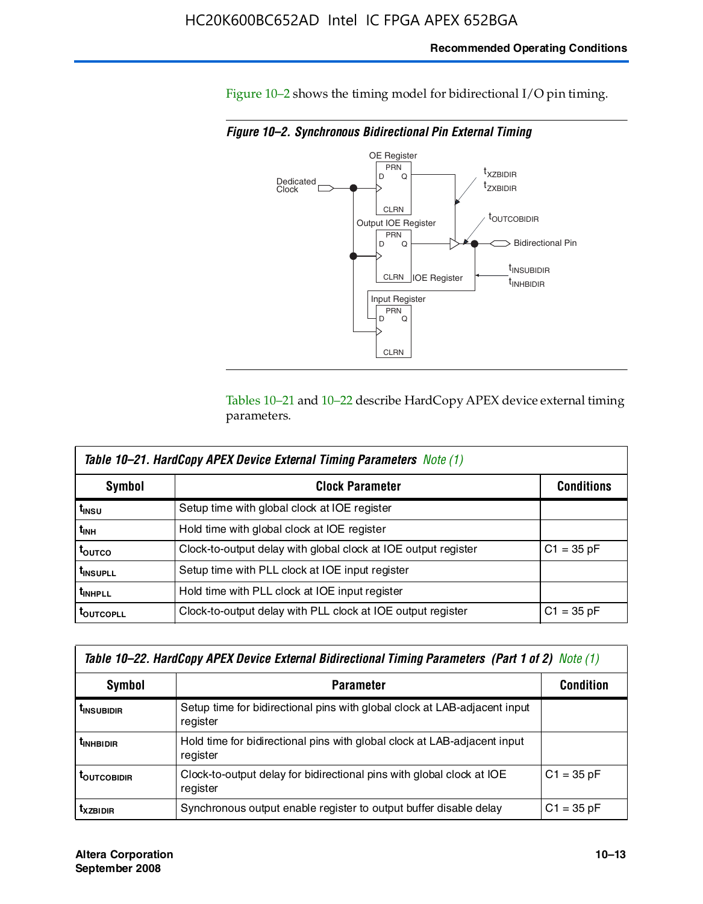Figure 10–2 shows the timing model for bidirectional I/O pin timing.

*Figure 10–2. Synchronous Bidirectional Pin External Timing*

Tables 10–21 and 10–22 describe HardCopy APEX device external timing parameters.

| *Table 10–21. HardCopy APEX Device External Timing Parameters Note (1)* | | |
|---|---|---|
| **Symbol** | **Clock Parameter** | **Conditions** |
| $t_{INSU}$ | Setup time with global clock at IOE register | |
| $t_{INH}$ | Hold time with global clock at IOE register | |
| $t_{OUTCO}$ | Clock-to-output delay with global clock at IOE output register | C1 = 35 pF |
| $t_{INSUPLL}$ | Setup time with PLL clock at IOE input register | |
| $t_{INHPLL}$ | Hold time with PLL clock at IOE input register | |
| $t_{OUTCOPLL}$ | Clock-to-output delay with PLL clock at IOE output register | C1 = 35 pF |

| *Table 10–22. HardCopy APEX Device External Bidirectional Timing Parameters (Part 1 of 2) Note (1)* | | |
|---|---|---|
| **Symbol** | **Parameter** | **Condition** |
| $t_{INSUBIDIR}$ | Setup time for bidirectional pins with global clock at LAB-adjacent input register | |
| $t_{INHBIDIR}$ | Hold time for bidirectional pins with global clock at LAB-adjacent input register | |
| $t_{OUTCOBIDIR}$ | Clock-to-output delay for bidirectional pins with global clock at IOE register | C1 = 35 pF |
| $t_{XZBIDIR}$ | Synchronous output enable register to output buffer disable delay | C1 = 35 pF |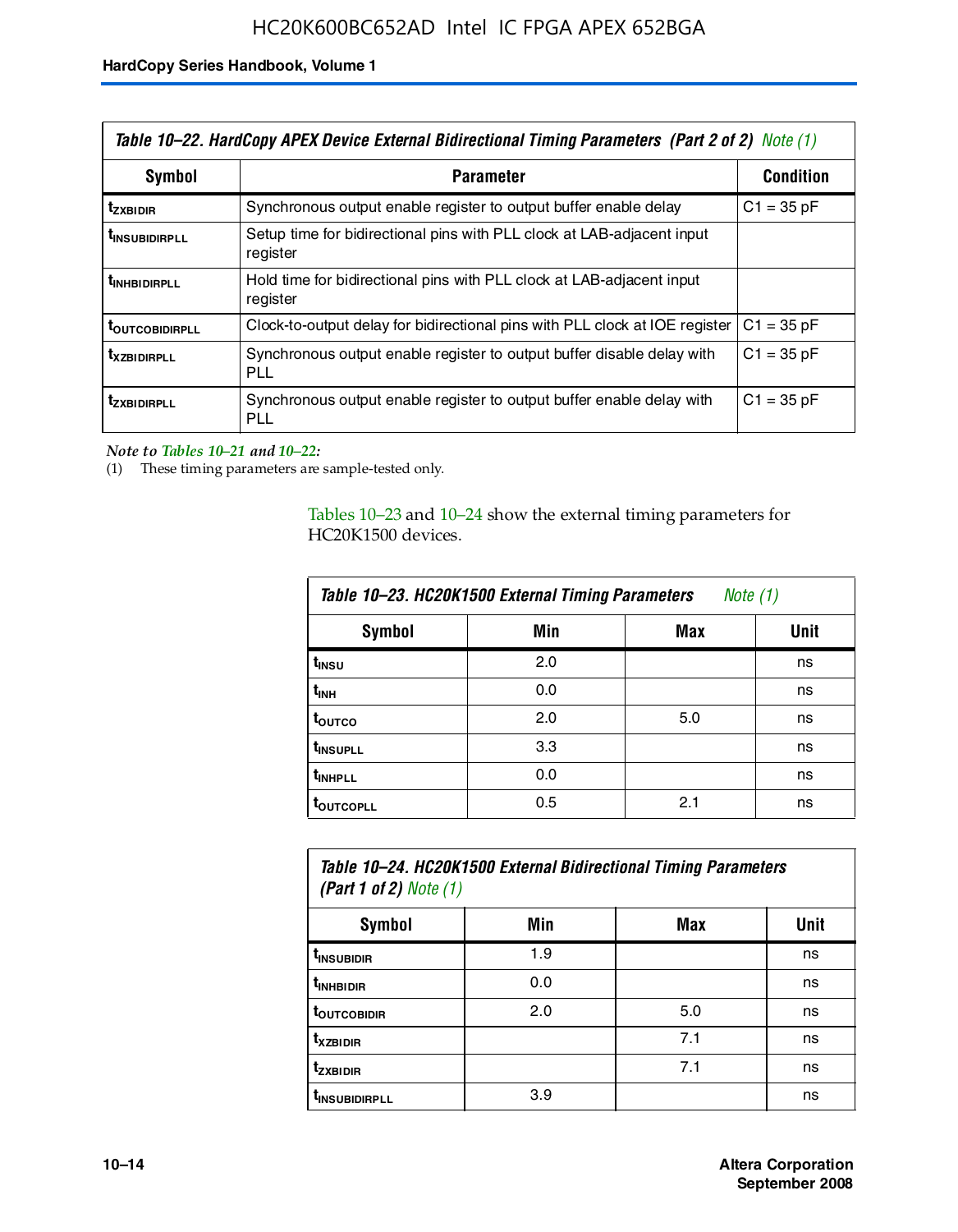**Table 10–22. HardCopy APEX Device External Bidirectional Timing Parameters (Part 2 of 2) Note (1)**

| Symbol | Parameter | Condition |
|---|---|---|
| $t_{ZXBIDIR}$ | Synchronous output enable register to output buffer enable delay | C1 = 35 pF |
| $t_{INSUBIDIRPLL}$ | Setup time for bidirectional pins with PLL clock at LAB-adjacent input register | |
| $t_{INHBIDIRPLL}$ | Hold time for bidirectional pins with PLL clock at LAB-adjacent input register | |
| $t_{OUTCOBIDIRPLL}$ | Clock-to-output delay for bidirectional pins with PLL clock at IOE register | C1 = 35 pF |
| $t_{XZBIDIRPLL}$ | Synchronous output enable register to output buffer disable delay with PLL | C1 = 35 pF |
| $t_{ZXBIDIRPLL}$ | Synchronous output enable register to output buffer enable delay with PLL | C1 = 35 pF |

*Note to Tables 10–21 and 10–22:*

(1) These timing parameters are sample-tested only.

Tables 10–23 and 10–24 show the external timing parameters for HC20K1500 devices.

**Table 10–23. HC20K1500 External Timing Parameters Note (1)**

| Symbol | Min | Max | Unit |
|---|---|---|---|
| $t_{INSU}$ | 2.0 | | ns |
| $t_{INH}$ | 0.0 | | ns |
| $t_{OUTCO}$ | 2.0 | 5.0 | ns |
| $t_{INSUPLL}$ | 3.3 | | ns |
| $t_{INHPLL}$ | 0.0 | | ns |
| $t_{OUTCOPLL}$ | 0.5 | 2.1 | ns |

**Table 10–24. HC20K1500 External Bidirectional Timing Parameters (Part 1 of 2) Note (1)**

| Symbol | Min | Max | Unit |
|---|---|---|---|
| $t_{INSUBIDIR}$ | 1.9 | | ns |
| $t_{INHBIDIR}$ | 0.0 | | ns |
| $t_{OUTCOBIDIR}$ | 2.0 | 5.0 | ns |
| $t_{XZBIDIR}$ | | 7.1 | ns |
| $t_{ZXBIDIR}$ | | 7.1 | ns |
| $t_{INSUBIDIRPLL}$ | 3.9 | | ns |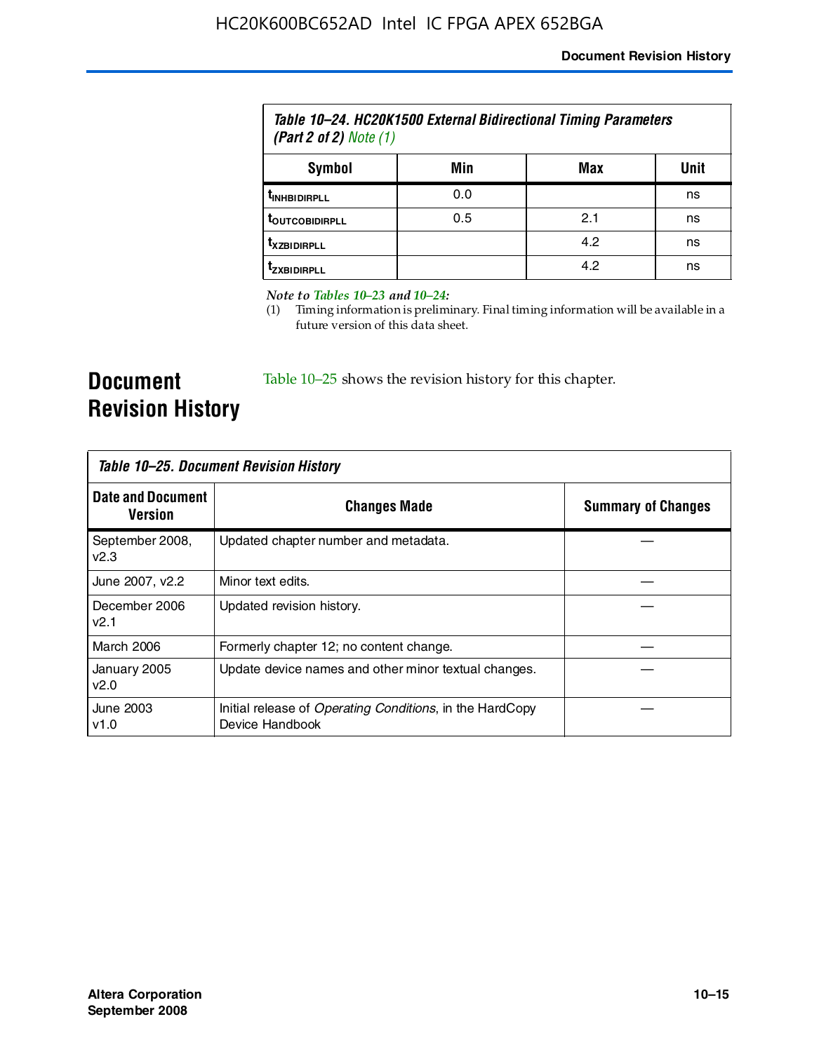*Table 10–24. HC20K1500 External Bidirectional Timing Parameters (Part 2 of 2) Note (1)*

| Symbol | Min | Max | Unit |
|---|---|---|---|
| $t_{INHBIDIRPLL}$ | 0.0 | | ns |
| $t_{OUTCOBIDIRPLL}$ | 0.5 | 2.1 | ns |
| $t_{XZBIDIRPLL}$ | | 4.2 | ns |
| $t_{ZXBIDIRPLL}$ | | 4.2 | ns |

*Note to Tables 10–23 and 10–24:*

(1) Timing information is preliminary. Final timing information will be available in a future version of this data sheet.

# Document Revision History

Table 10–25 shows the revision history for this chapter.

*Table 10–25. Document Revision History*

| Date and Document Version | Changes Made | Summary of Changes |
|---|---|---|
| September 2008, v2.3 | Updated chapter number and metadata. | — |
| June 2007, v2.2 | Minor text edits. | — |
| December 2006 v2.1 | Updated revision history. | — |
| March 2006 | Formerly chapter 12; no content change. | — |
| January 2005 v2.0 | Update device names and other minor textual changes. | — |
| June 2003 v1.0 | Initial release of *Operating Conditions*, in the HardCopy Device Handbook | — |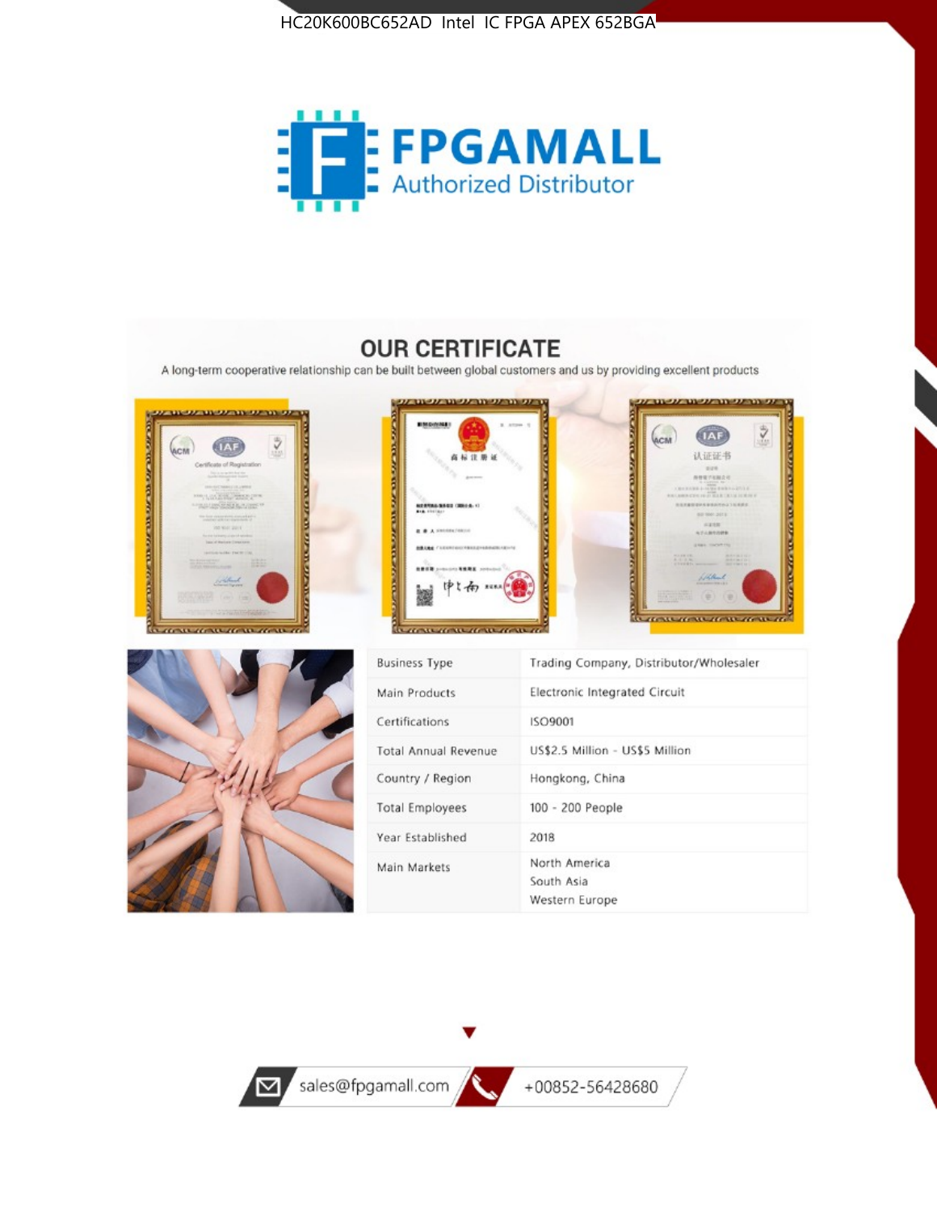# FPGAMALL

Authorized Distributor

## OUR CERTIFICATE

A long-term cooperative relationship can be built between global customers and us by providing excellent products

| | |
|---|---|
| Business Type | Trading Company, Distributor/Wholesaler |
| Main Products | Electronic Integrated Circuit |
| Certifications | ISO9001 |
| Total Annual Revenue | US$2.5 Million - US$5 Million |
| Country / Region | Hongkong, China |
| Total Employees | 100 - 200 People |
| Year Established | 2018 |
| Main Markets | North America<br>South Asia<br>Western Europe |

sales@fpgamall.com

+00852-56428680